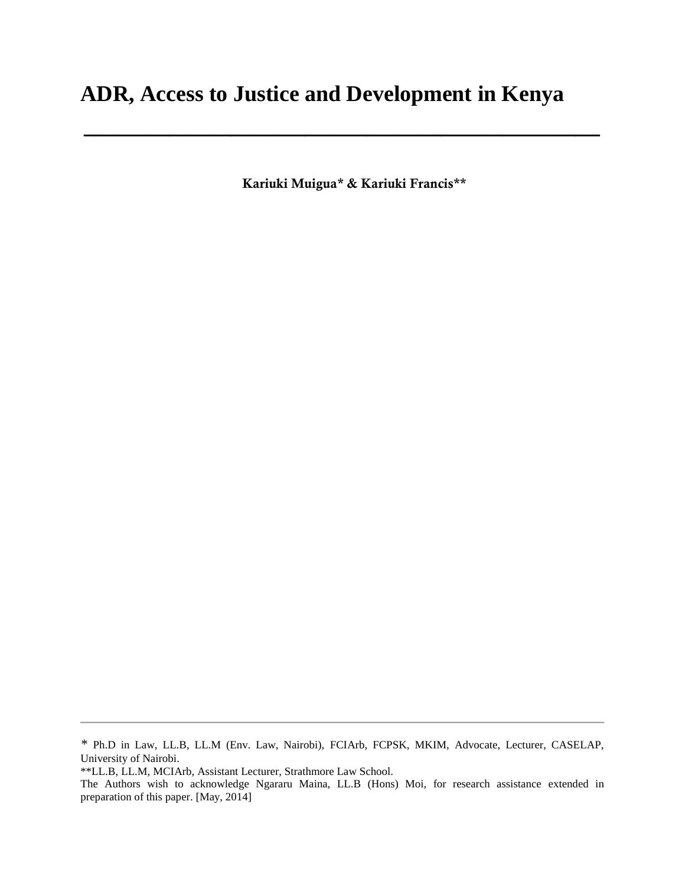# ADR, Access to Justice and Development in Kenya

**Kariuki Muigua* & Kariuki Francis****

---

* Ph.D in Law, LL.B, LL.M (Env. Law, Nairobi), FCIArb, FCPSK, MKIM, Advocate, Lecturer, CASELAP, University of Nairobi.

**LL.B, LL.M, MCIArb, Assistant Lecturer, Strathmore Law School.

The Authors wish to acknowledge Ngararu Maina, LL.B (Hons) Moi, for research assistance extended in preparation of this paper. [May, 2014]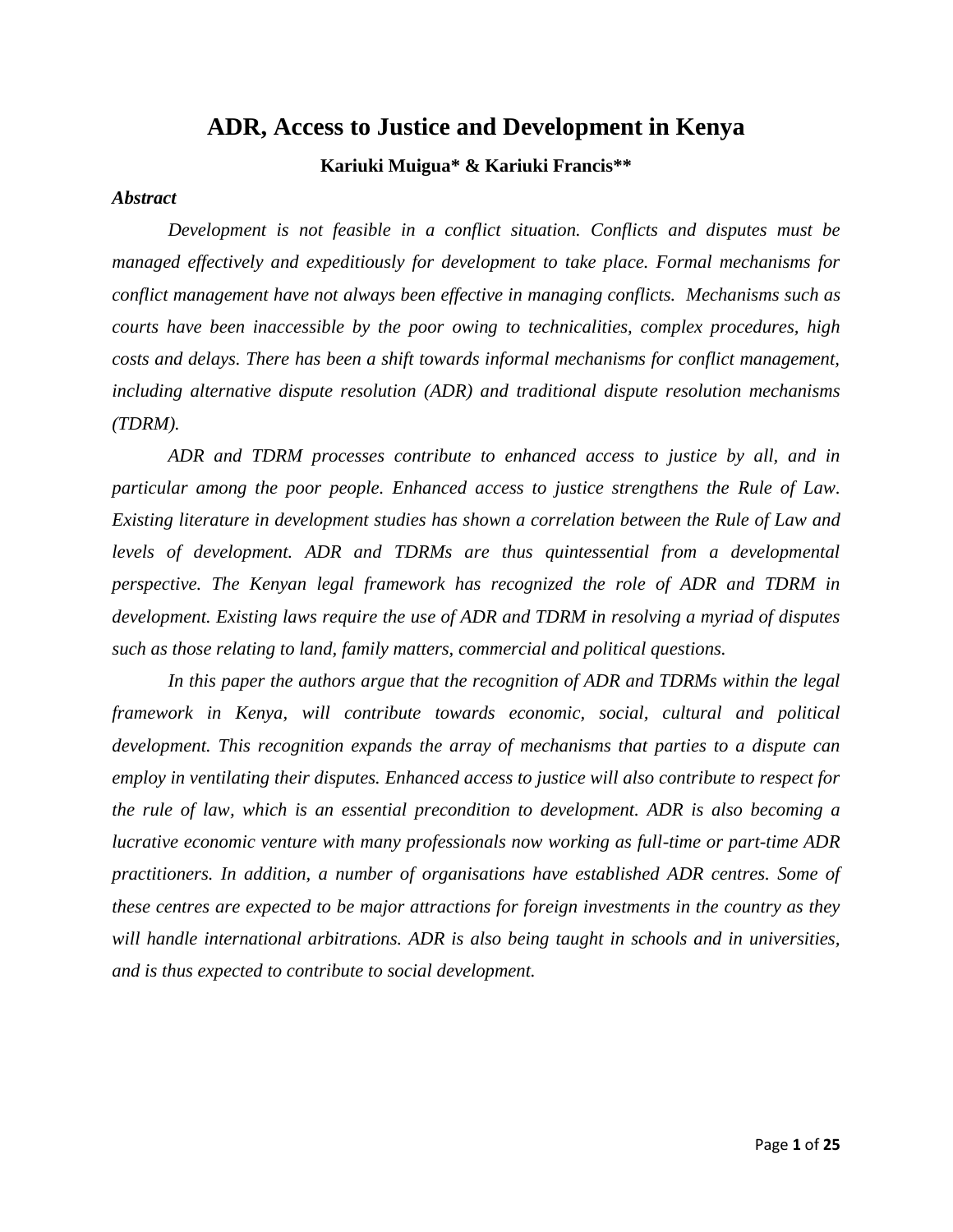# ADR, Access to Justice and Development in Kenya

**Kariuki Muigua\* & Kariuki Francis\*\***

***Abstract***

*Development is not feasible in a conflict situation. Conflicts and disputes must be managed effectively and expeditiously for development to take place. Formal mechanisms for conflict management have not always been effective in managing conflicts. Mechanisms such as courts have been inaccessible by the poor owing to technicalities, complex procedures, high costs and delays. There has been a shift towards informal mechanisms for conflict management, including alternative dispute resolution (ADR) and traditional dispute resolution mechanisms (TDRM).*

*ADR and TDRM processes contribute to enhanced access to justice by all, and in particular among the poor people. Enhanced access to justice strengthens the Rule of Law. Existing literature in development studies has shown a correlation between the Rule of Law and levels of development. ADR and TDRMs are thus quintessential from a developmental perspective. The Kenyan legal framework has recognized the role of ADR and TDRM in development. Existing laws require the use of ADR and TDRM in resolving a myriad of disputes such as those relating to land, family matters, commercial and political questions.*

*In this paper the authors argue that the recognition of ADR and TDRMs within the legal framework in Kenya, will contribute towards economic, social, cultural and political development. This recognition expands the array of mechanisms that parties to a dispute can employ in ventilating their disputes. Enhanced access to justice will also contribute to respect for the rule of law, which is an essential precondition to development. ADR is also becoming a lucrative economic venture with many professionals now working as full-time or part-time ADR practitioners. In addition, a number of organisations have established ADR centres. Some of these centres are expected to be major attractions for foreign investments in the country as they will handle international arbitrations. ADR is also being taught in schools and in universities, and is thus expected to contribute to social development.*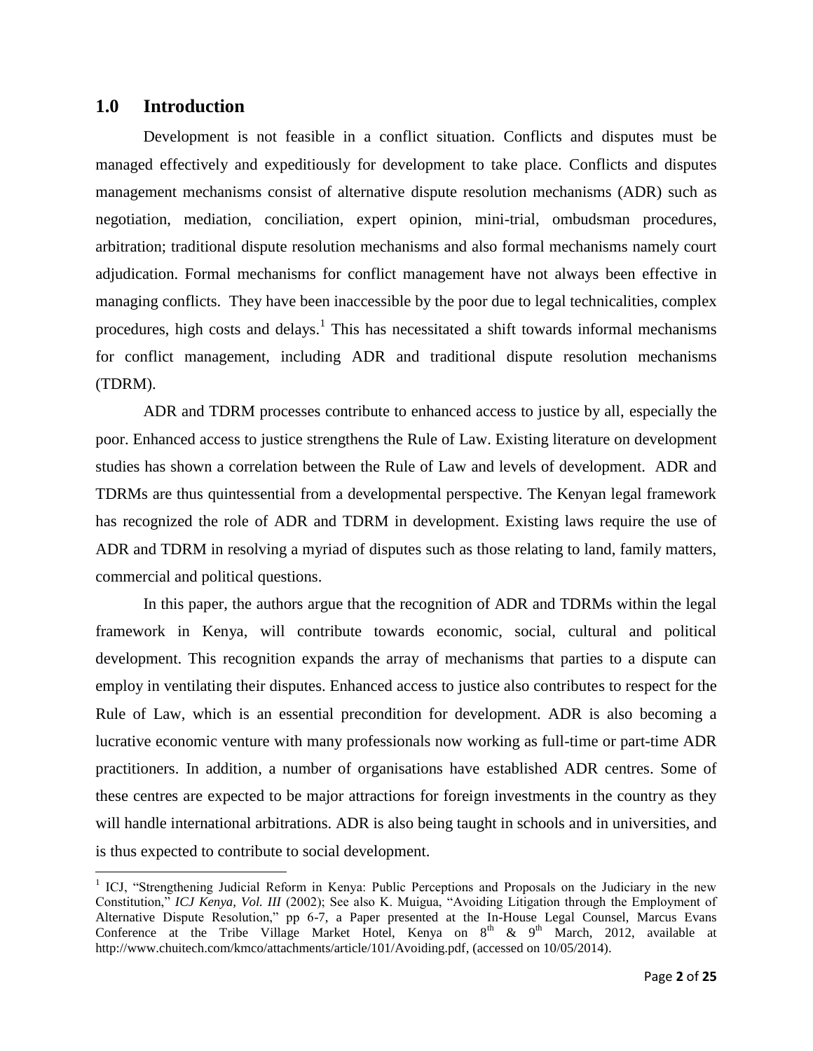## 1.0 Introduction

Development is not feasible in a conflict situation. Conflicts and disputes must be managed effectively and expeditiously for development to take place. Conflicts and disputes management mechanisms consist of alternative dispute resolution mechanisms (ADR) such as negotiation, mediation, conciliation, expert opinion, mini-trial, ombudsman procedures, arbitration; traditional dispute resolution mechanisms and also formal mechanisms namely court adjudication. Formal mechanisms for conflict management have not always been effective in managing conflicts. They have been inaccessible by the poor due to legal technicalities, complex procedures, high costs and delays.[1] This has necessitated a shift towards informal mechanisms for conflict management, including ADR and traditional dispute resolution mechanisms (TDRM).

ADR and TDRM processes contribute to enhanced access to justice by all, especially the poor. Enhanced access to justice strengthens the Rule of Law. Existing literature on development studies has shown a correlation between the Rule of Law and levels of development. ADR and TDRMs are thus quintessential from a developmental perspective. The Kenyan legal framework has recognized the role of ADR and TDRM in development. Existing laws require the use of ADR and TDRM in resolving a myriad of disputes such as those relating to land, family matters, commercial and political questions.

In this paper, the authors argue that the recognition of ADR and TDRMs within the legal framework in Kenya, will contribute towards economic, social, cultural and political development. This recognition expands the array of mechanisms that parties to a dispute can employ in ventilating their disputes. Enhanced access to justice also contributes to respect for the Rule of Law, which is an essential precondition for development. ADR is also becoming a lucrative economic venture with many professionals now working as full-time or part-time ADR practitioners. In addition, a number of organisations have established ADR centres. Some of these centres are expected to be major attractions for foreign investments in the country as they will handle international arbitrations. ADR is also being taught in schools and in universities, and is thus expected to contribute to social development.

---

[1] ICJ, "Strengthening Judicial Reform in Kenya: Public Perceptions and Proposals on the Judiciary in the new Constitution," *ICJ Kenya, Vol. III* (2002); See also K. Muigua, "Avoiding Litigation through the Employment of Alternative Dispute Resolution," pp 6-7, a Paper presented at the In-House Legal Counsel, Marcus Evans Conference at the Tribe Village Market Hotel, Kenya on 8th & 9th March, 2012, available at http://www.chuitech.com/kmco/attachments/article/101/Avoiding.pdf, (accessed on 10/05/2014).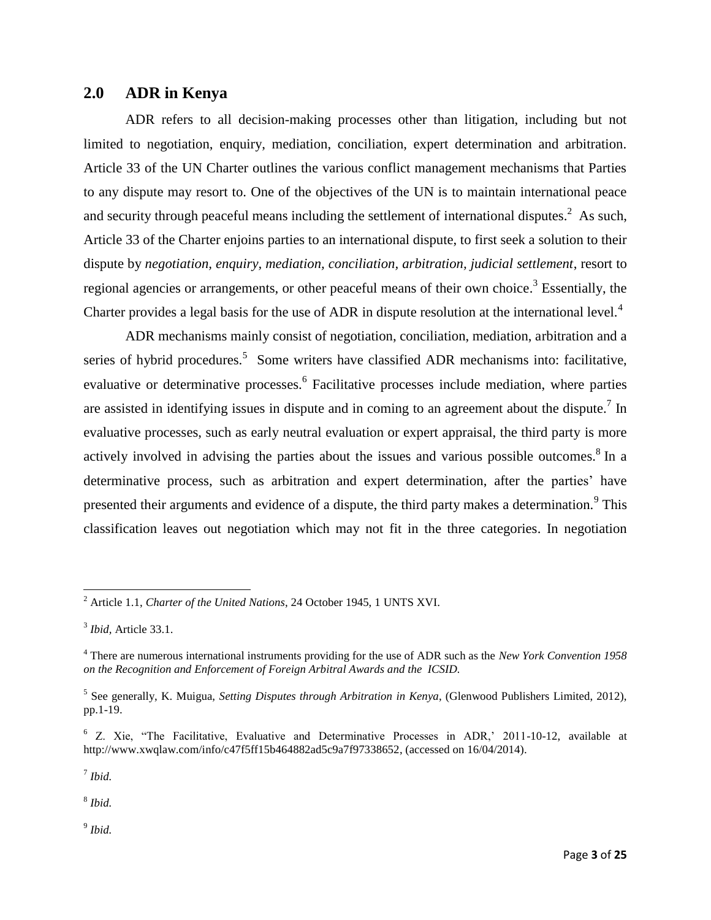## 2.0 ADR in Kenya

ADR refers to all decision-making processes other than litigation, including but not limited to negotiation, enquiry, mediation, conciliation, expert determination and arbitration. Article 33 of the UN Charter outlines the various conflict management mechanisms that Parties to any dispute may resort to. One of the objectives of the UN is to maintain international peace and security through peaceful means including the settlement of international disputes.[2] As such, Article 33 of the Charter enjoins parties to an international dispute, to first seek a solution to their dispute by *negotiation, enquiry, mediation, conciliation, arbitration, judicial settlement*, resort to regional agencies or arrangements, or other peaceful means of their own choice.[3] Essentially, the Charter provides a legal basis for the use of ADR in dispute resolution at the international level.[4]

ADR mechanisms mainly consist of negotiation, conciliation, mediation, arbitration and a series of hybrid procedures.[5] Some writers have classified ADR mechanisms into: facilitative, evaluative or determinative processes.[6] Facilitative processes include mediation, where parties are assisted in identifying issues in dispute and in coming to an agreement about the dispute.[7] In evaluative processes, such as early neutral evaluation or expert appraisal, the third party is more actively involved in advising the parties about the issues and various possible outcomes.[8] In a determinative process, such as arbitration and expert determination, after the parties' have presented their arguments and evidence of a dispute, the third party makes a determination.[9] This classification leaves out negotiation which may not fit in the three categories. In negotiation

---

[2] Article 1.1, *Charter of the United Nations*, 24 October 1945, 1 UNTS XVI.

[3] *Ibid,* Article 33.1.

[4] There are numerous international instruments providing for the use of ADR such as the *New York Convention 1958 on the Recognition and Enforcement of Foreign Arbitral Awards and the ICSID.*

[5] See generally, K. Muigua, *Setting Disputes through Arbitration in Kenya*, (Glenwood Publishers Limited, 2012), pp.1-19.

[6] Z. Xie, "The Facilitative, Evaluative and Determinative Processes in ADR,' 2011-10-12, available at http://www.xwqlaw.com/info/c47f5ff15b464882ad5c9a7f97338652, (accessed on 16/04/2014).

[7] *Ibid.*

[8] *Ibid.*

[9] *Ibid.*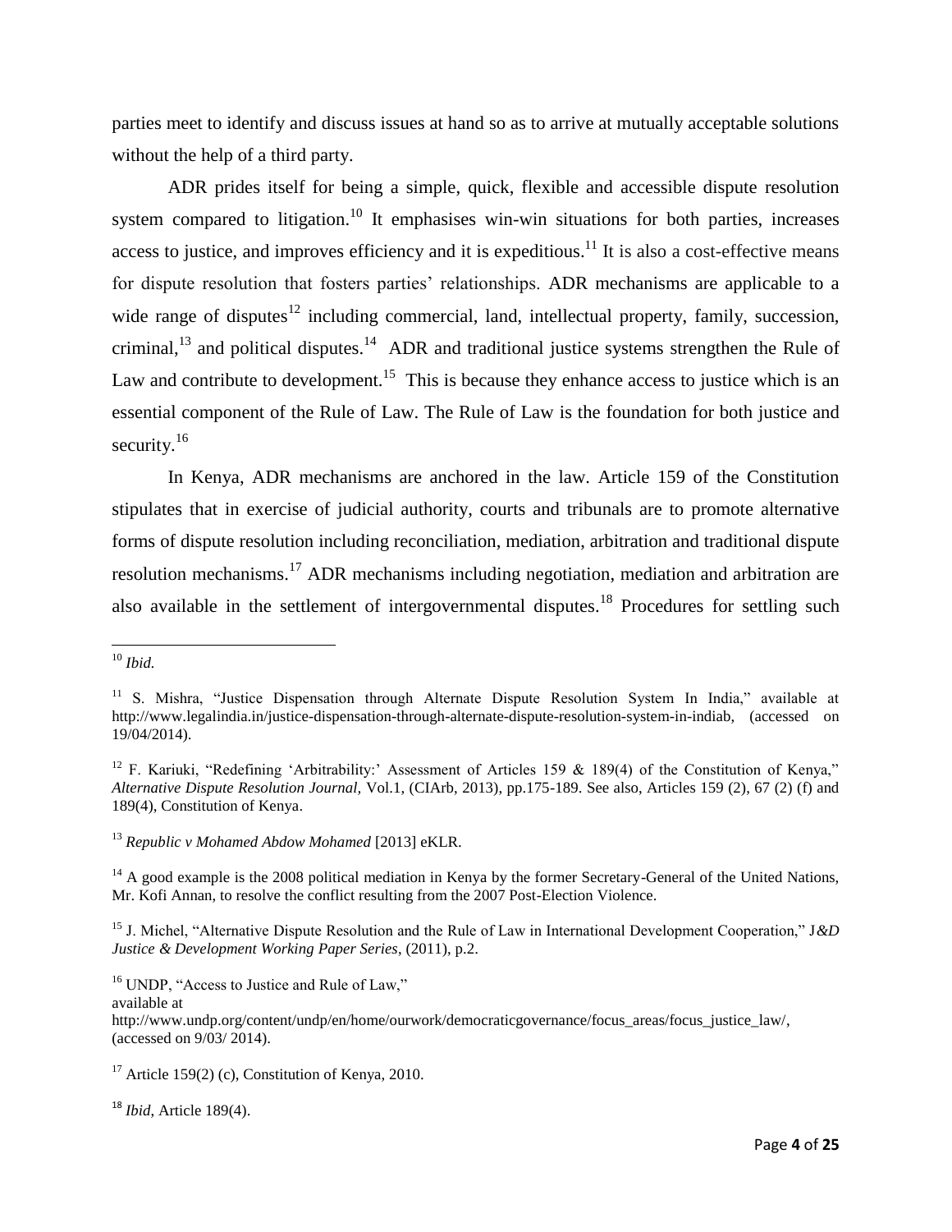parties meet to identify and discuss issues at hand so as to arrive at mutually acceptable solutions without the help of a third party.

ADR prides itself for being a simple, quick, flexible and accessible dispute resolution system compared to litigation.[10] It emphasises win-win situations for both parties, increases access to justice, and improves efficiency and it is expeditious.[11] It is also a cost-effective means for dispute resolution that fosters parties' relationships. ADR mechanisms are applicable to a wide range of disputes[12] including commercial, land, intellectual property, family, succession, criminal,[13] and political disputes.[14] ADR and traditional justice systems strengthen the Rule of Law and contribute to development.[15] This is because they enhance access to justice which is an essential component of the Rule of Law. The Rule of Law is the foundation for both justice and security.[16]

In Kenya, ADR mechanisms are anchored in the law. Article 159 of the Constitution stipulates that in exercise of judicial authority, courts and tribunals are to promote alternative forms of dispute resolution including reconciliation, mediation, arbitration and traditional dispute resolution mechanisms.[17] ADR mechanisms including negotiation, mediation and arbitration are also available in the settlement of intergovernmental disputes.[18] Procedures for settling such

---

[10] *Ibid.*

[11] S. Mishra, "Justice Dispensation through Alternate Dispute Resolution System In India," available at http://www.legalindia.in/justice-dispensation-through-alternate-dispute-resolution-system-in-indiab, (accessed on 19/04/2014).

[12] F. Kariuki, "Redefining 'Arbitrability:' Assessment of Articles 159 & 189(4) of the Constitution of Kenya," *Alternative Dispute Resolution Journal*, Vol.1, (CIArb, 2013), pp.175-189. See also, Articles 159 (2), 67 (2) (f) and 189(4), Constitution of Kenya.

[13] *Republic v Mohamed Abdow Mohamed* [2013] eKLR.

[14] A good example is the 2008 political mediation in Kenya by the former Secretary-General of the United Nations, Mr. Kofi Annan, to resolve the conflict resulting from the 2007 Post-Election Violence.

[15] J. Michel, "Alternative Dispute Resolution and the Rule of Law in International Development Cooperation," *J&D Justice & Development Working Paper Series*, (2011), p.2.

[16] UNDP, "Access to Justice and Rule of Law," available at http://www.undp.org/content/undp/en/home/ourwork/democraticgovernance/focus_areas/focus_justice_law/, (accessed on 9/03/ 2014).

[17] Article 159(2) (c), Constitution of Kenya, 2010.

[18] *Ibid*, Article 189(4).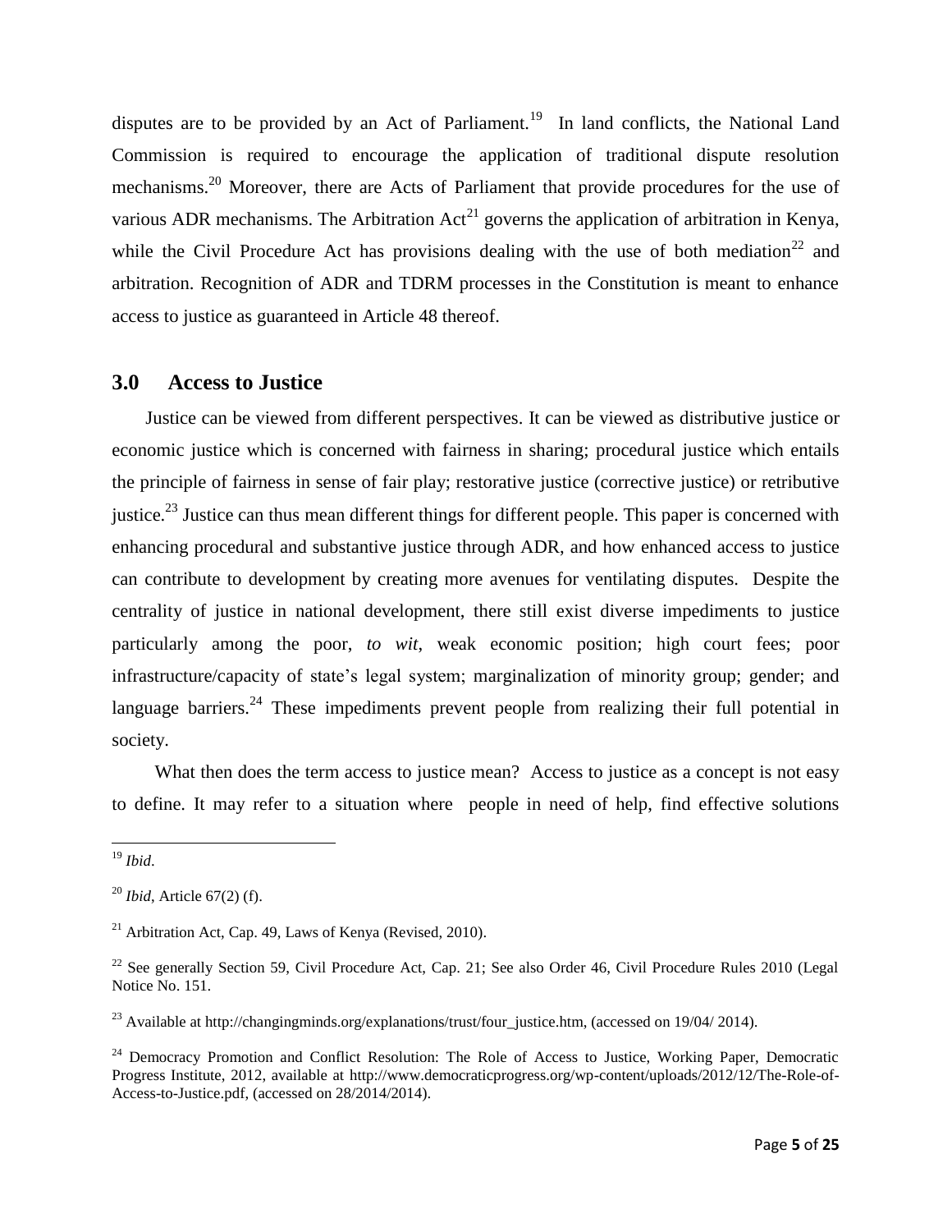disputes are to be provided by an Act of Parliament.[19] In land conflicts, the National Land Commission is required to encourage the application of traditional dispute resolution mechanisms.[20] Moreover, there are Acts of Parliament that provide procedures for the use of various ADR mechanisms. The Arbitration Act[21] governs the application of arbitration in Kenya, while the Civil Procedure Act has provisions dealing with the use of both mediation[22] and arbitration. Recognition of ADR and TDRM processes in the Constitution is meant to enhance access to justice as guaranteed in Article 48 thereof.

## 3.0 Access to Justice

Justice can be viewed from different perspectives. It can be viewed as distributive justice or economic justice which is concerned with fairness in sharing; procedural justice which entails the principle of fairness in sense of fair play; restorative justice (corrective justice) or retributive justice.[23] Justice can thus mean different things for different people. This paper is concerned with enhancing procedural and substantive justice through ADR, and how enhanced access to justice can contribute to development by creating more avenues for ventilating disputes. Despite the centrality of justice in national development, there still exist diverse impediments to justice particularly among the poor, *to wit*, weak economic position; high court fees; poor infrastructure/capacity of state's legal system; marginalization of minority group; gender; and language barriers.[24] These impediments prevent people from realizing their full potential in society.

What then does the term access to justice mean? Access to justice as a concept is not easy to define. It may refer to a situation where people in need of help, find effective solutions

---

[19] *Ibid*.

[20] *Ibid*, Article 67(2) (f).

[21] Arbitration Act, Cap. 49, Laws of Kenya (Revised, 2010).

[22] See generally Section 59, Civil Procedure Act, Cap. 21; See also Order 46, Civil Procedure Rules 2010 (Legal Notice No. 151.

[23] Available at http://changingminds.org/explanations/trust/four_justice.htm, (accessed on 19/04/ 2014).

[24] Democracy Promotion and Conflict Resolution: The Role of Access to Justice, Working Paper, Democratic Progress Institute, 2012, available at http://www.democraticprogress.org/wp-content/uploads/2012/12/The-Role-of-Access-to-Justice.pdf, (accessed on 28/2014/2014).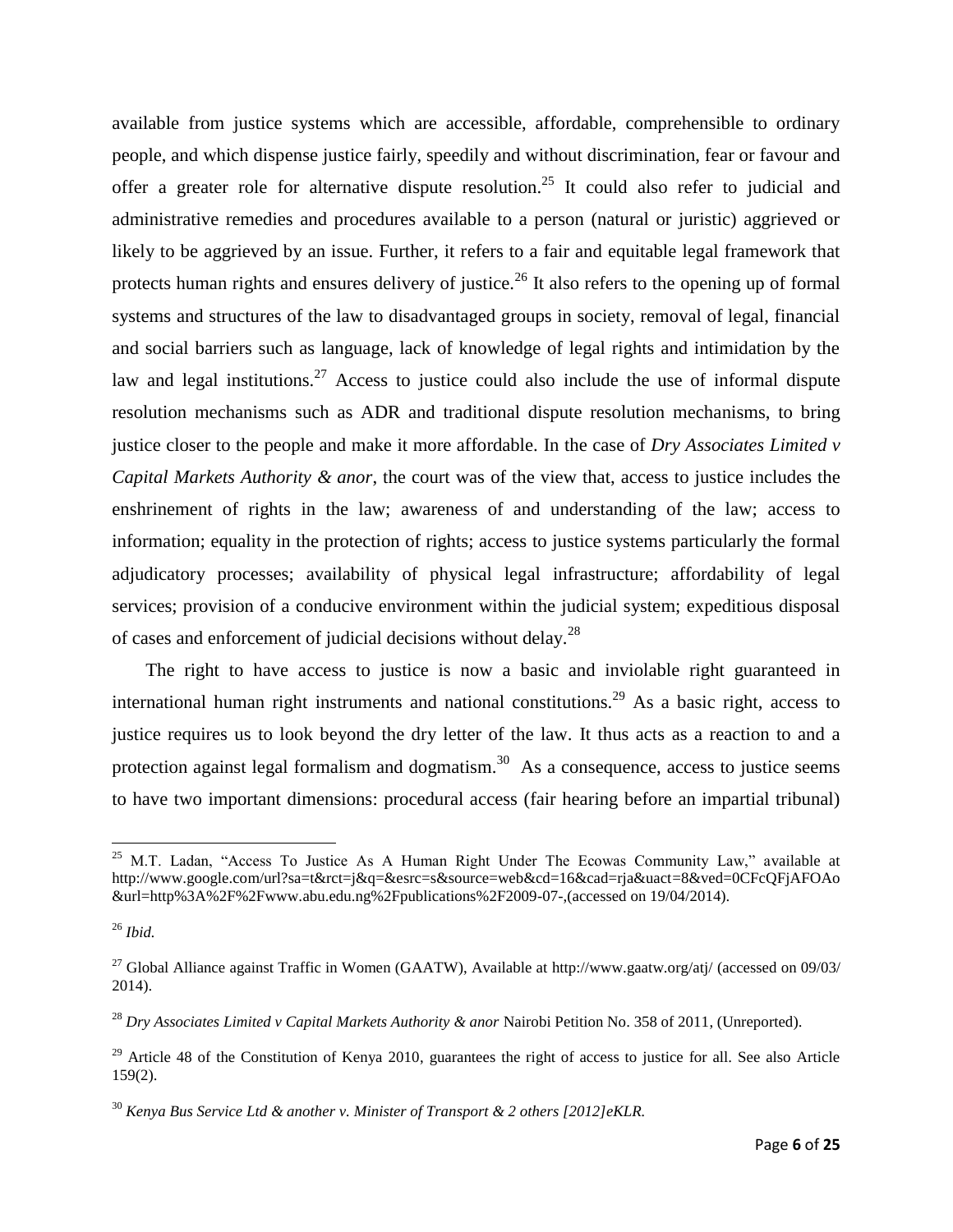available from justice systems which are accessible, affordable, comprehensible to ordinary people, and which dispense justice fairly, speedily and without discrimination, fear or favour and offer a greater role for alternative dispute resolution.[25] It could also refer to judicial and administrative remedies and procedures available to a person (natural or juristic) aggrieved or likely to be aggrieved by an issue. Further, it refers to a fair and equitable legal framework that protects human rights and ensures delivery of justice.[26] It also refers to the opening up of formal systems and structures of the law to disadvantaged groups in society, removal of legal, financial and social barriers such as language, lack of knowledge of legal rights and intimidation by the law and legal institutions.[27] Access to justice could also include the use of informal dispute resolution mechanisms such as ADR and traditional dispute resolution mechanisms, to bring justice closer to the people and make it more affordable. In the case of *Dry Associates Limited v Capital Markets Authority & anor*, the court was of the view that, access to justice includes the enshrinement of rights in the law; awareness of and understanding of the law; access to information; equality in the protection of rights; access to justice systems particularly the formal adjudicatory processes; availability of physical legal infrastructure; affordability of legal services; provision of a conducive environment within the judicial system; expeditious disposal of cases and enforcement of judicial decisions without delay.[28]

The right to have access to justice is now a basic and inviolable right guaranteed in international human right instruments and national constitutions.[29] As a basic right, access to justice requires us to look beyond the dry letter of the law. It thus acts as a reaction to and a protection against legal formalism and dogmatism.[30] As a consequence, access to justice seems to have two important dimensions: procedural access (fair hearing before an impartial tribunal)

---

[25] M.T. Ladan, "Access To Justice As A Human Right Under The Ecowas Community Law," available at http://www.google.com/url?sa=t&rct=j&q=&esrc=s&source=web&cd=16&cad=rja&uact=8&ved=0CFcQFjAFOAo&url=http%3A%2F%2Fwww.abu.edu.ng%2Fpublications%2F2009-07-,(accessed on 19/04/2014).

[26] *Ibid.*

[27] Global Alliance against Traffic in Women (GAATW), Available at http://www.gaatw.org/atj/ (accessed on 09/03/ 2014).

[28] *Dry Associates Limited v Capital Markets Authority & anor* Nairobi Petition No. 358 of 2011, (Unreported).

[29] Article 48 of the Constitution of Kenya 2010, guarantees the right of access to justice for all. See also Article 159(2).

[30] *Kenya Bus Service Ltd & another v. Minister of Transport & 2 others [2012]eKLR.*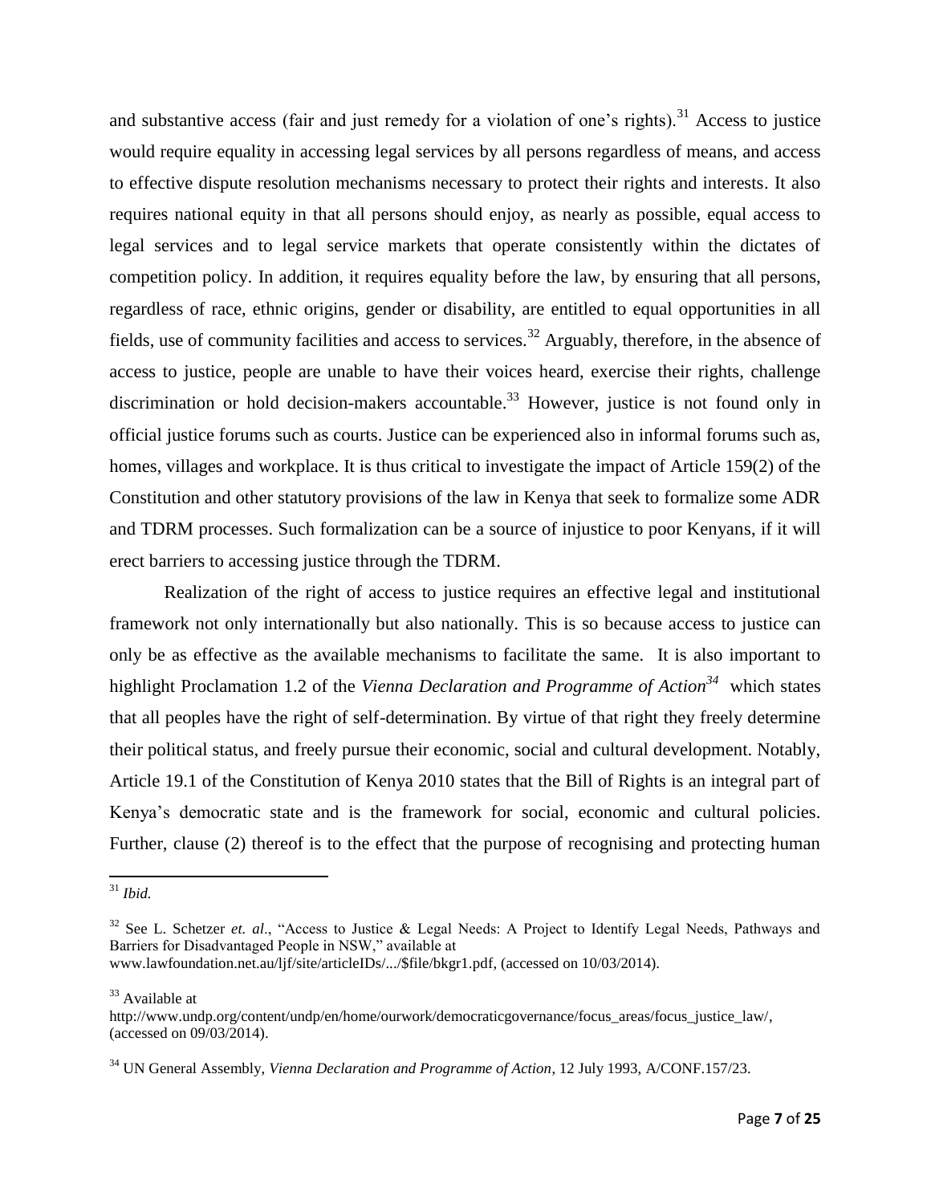and substantive access (fair and just remedy for a violation of one's rights).[31] Access to justice would require equality in accessing legal services by all persons regardless of means, and access to effective dispute resolution mechanisms necessary to protect their rights and interests. It also requires national equity in that all persons should enjoy, as nearly as possible, equal access to legal services and to legal service markets that operate consistently within the dictates of competition policy. In addition, it requires equality before the law, by ensuring that all persons, regardless of race, ethnic origins, gender or disability, are entitled to equal opportunities in all fields, use of community facilities and access to services.[32] Arguably, therefore, in the absence of access to justice, people are unable to have their voices heard, exercise their rights, challenge discrimination or hold decision-makers accountable.[33] However, justice is not found only in official justice forums such as courts. Justice can be experienced also in informal forums such as, homes, villages and workplace. It is thus critical to investigate the impact of Article 159(2) of the Constitution and other statutory provisions of the law in Kenya that seek to formalize some ADR and TDRM processes. Such formalization can be a source of injustice to poor Kenyans, if it will erect barriers to accessing justice through the TDRM.

Realization of the right of access to justice requires an effective legal and institutional framework not only internationally but also nationally. This is so because access to justice can only be as effective as the available mechanisms to facilitate the same. It is also important to highlight Proclamation 1.2 of the *Vienna Declaration and Programme of Action*[34] which states that all peoples have the right of self-determination. By virtue of that right they freely determine their political status, and freely pursue their economic, social and cultural development. Notably, Article 19.1 of the Constitution of Kenya 2010 states that the Bill of Rights is an integral part of Kenya's democratic state and is the framework for social, economic and cultural policies. Further, clause (2) thereof is to the effect that the purpose of recognising and protecting human

---

[31] *Ibid.*

[32] See L. Schetzer *et. al*., "Access to Justice & Legal Needs: A Project to Identify Legal Needs, Pathways and Barriers for Disadvantaged People in NSW," available at www.lawfoundation.net.au/ljf/site/articleIDs/.../$file/bkgr1.pdf, (accessed on 10/03/2014).

[33] Available at http://www.undp.org/content/undp/en/home/ourwork/democraticgovernance/focus_areas/focus_justice_law/, (accessed on 09/03/2014).

[34] UN General Assembly, *Vienna Declaration and Programme of Action*, 12 July 1993, A/CONF.157/23.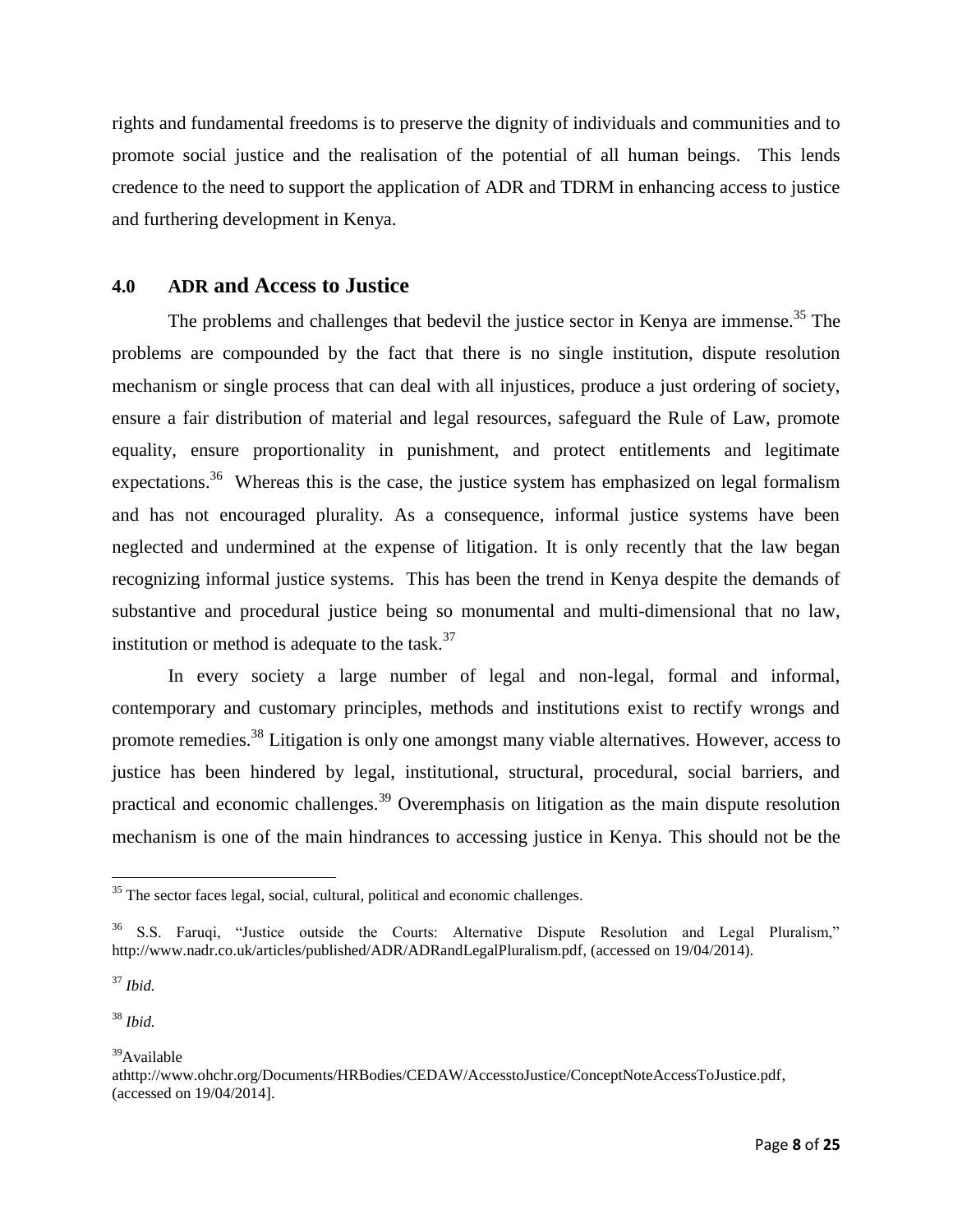rights and fundamental freedoms is to preserve the dignity of individuals and communities and to promote social justice and the realisation of the potential of all human beings. This lends credence to the need to support the application of ADR and TDRM in enhancing access to justice and furthering development in Kenya.

## 4.0 ADR and Access to Justice

The problems and challenges that bedevil the justice sector in Kenya are immense.[35] The problems are compounded by the fact that there is no single institution, dispute resolution mechanism or single process that can deal with all injustices, produce a just ordering of society, ensure a fair distribution of material and legal resources, safeguard the Rule of Law, promote equality, ensure proportionality in punishment, and protect entitlements and legitimate expectations.[36] Whereas this is the case, the justice system has emphasized on legal formalism and has not encouraged plurality. As a consequence, informal justice systems have been neglected and undermined at the expense of litigation. It is only recently that the law began recognizing informal justice systems. This has been the trend in Kenya despite the demands of substantive and procedural justice being so monumental and multi-dimensional that no law, institution or method is adequate to the task.[37]

In every society a large number of legal and non-legal, formal and informal, contemporary and customary principles, methods and institutions exist to rectify wrongs and promote remedies.[38] Litigation is only one amongst many viable alternatives. However, access to justice has been hindered by legal, institutional, structural, procedural, social barriers, and practical and economic challenges.[39] Overemphasis on litigation as the main dispute resolution mechanism is one of the main hindrances to accessing justice in Kenya. This should not be the

---

[35] The sector faces legal, social, cultural, political and economic challenges.

[36] S.S. Faruqi, "Justice outside the Courts: Alternative Dispute Resolution and Legal Pluralism," http://www.nadr.co.uk/articles/published/ADR/ADRandLegalPluralism.pdf, (accessed on 19/04/2014).

[37] *Ibid.*

[38] *Ibid.*

[39] Available athttp://www.ohchr.org/Documents/HRBodies/CEDAW/AccesstoJustice/ConceptNoteAccessToJustice.pdf, (accessed on 19/04/2014].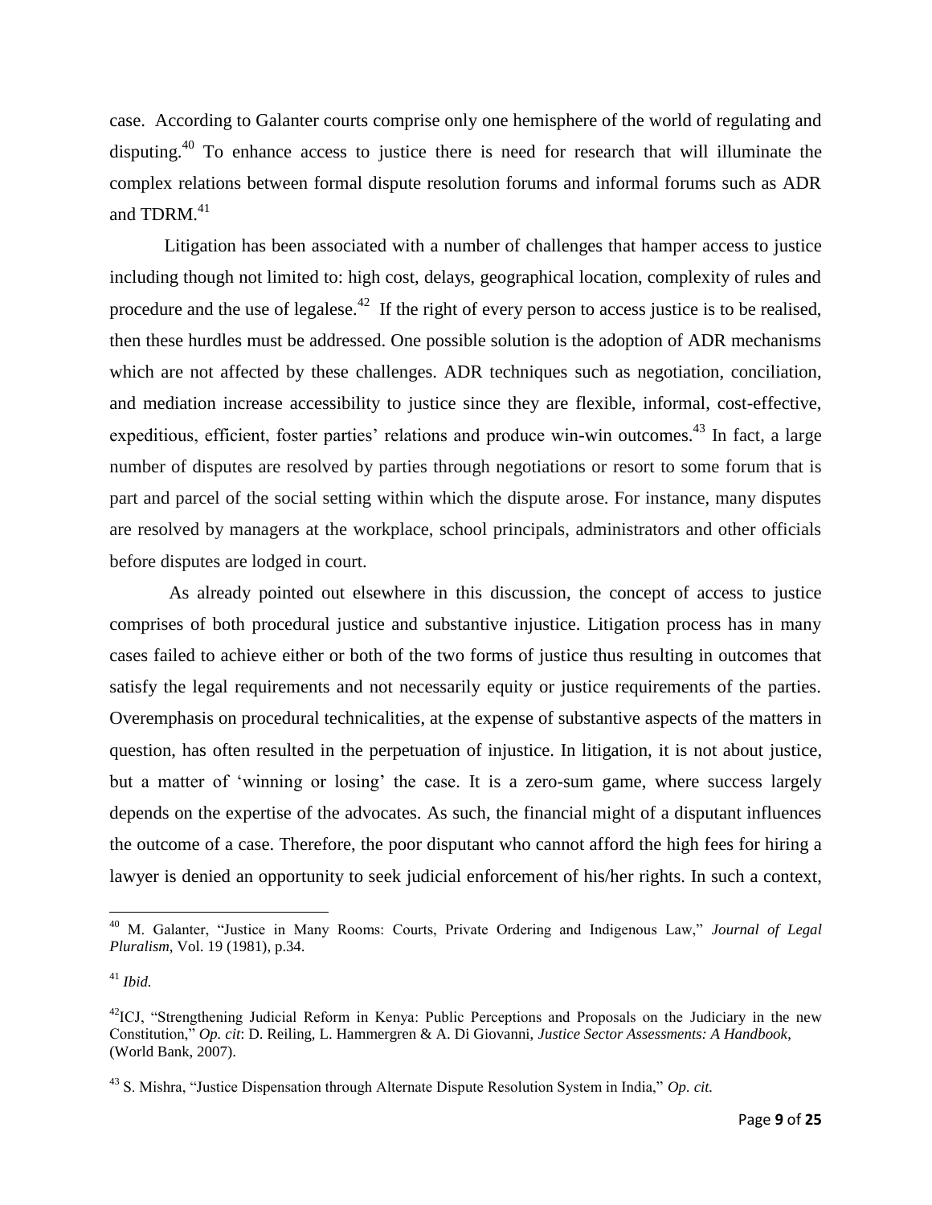case. According to Galanter courts comprise only one hemisphere of the world of regulating and disputing.[40] To enhance access to justice there is need for research that will illuminate the complex relations between formal dispute resolution forums and informal forums such as ADR and TDRM.[41]

Litigation has been associated with a number of challenges that hamper access to justice including though not limited to: high cost, delays, geographical location, complexity of rules and procedure and the use of legalese.[42] If the right of every person to access justice is to be realised, then these hurdles must be addressed. One possible solution is the adoption of ADR mechanisms which are not affected by these challenges. ADR techniques such as negotiation, conciliation, and mediation increase accessibility to justice since they are flexible, informal, cost-effective, expeditious, efficient, foster parties' relations and produce win-win outcomes.[43] In fact, a large number of disputes are resolved by parties through negotiations or resort to some forum that is part and parcel of the social setting within which the dispute arose. For instance, many disputes are resolved by managers at the workplace, school principals, administrators and other officials before disputes are lodged in court.

As already pointed out elsewhere in this discussion, the concept of access to justice comprises of both procedural justice and substantive injustice. Litigation process has in many cases failed to achieve either or both of the two forms of justice thus resulting in outcomes that satisfy the legal requirements and not necessarily equity or justice requirements of the parties. Overemphasis on procedural technicalities, at the expense of substantive aspects of the matters in question, has often resulted in the perpetuation of injustice. In litigation, it is not about justice, but a matter of 'winning or losing' the case. It is a zero-sum game, where success largely depends on the expertise of the advocates. As such, the financial might of a disputant influences the outcome of a case. Therefore, the poor disputant who cannot afford the high fees for hiring a lawyer is denied an opportunity to seek judicial enforcement of his/her rights. In such a context,

---

[40] M. Galanter, "Justice in Many Rooms: Courts, Private Ordering and Indigenous Law," *Journal of Legal Pluralism*, Vol. 19 (1981), p.34.

[41] *Ibid.*

[42] ICJ, "Strengthening Judicial Reform in Kenya: Public Perceptions and Proposals on the Judiciary in the new Constitution," *Op. cit*: D. Reiling, L. Hammergren & A. Di Giovanni, *Justice Sector Assessments: A Handbook*, (World Bank, 2007).

[43] S. Mishra, "Justice Dispensation through Alternate Dispute Resolution System in India," *Op. cit.*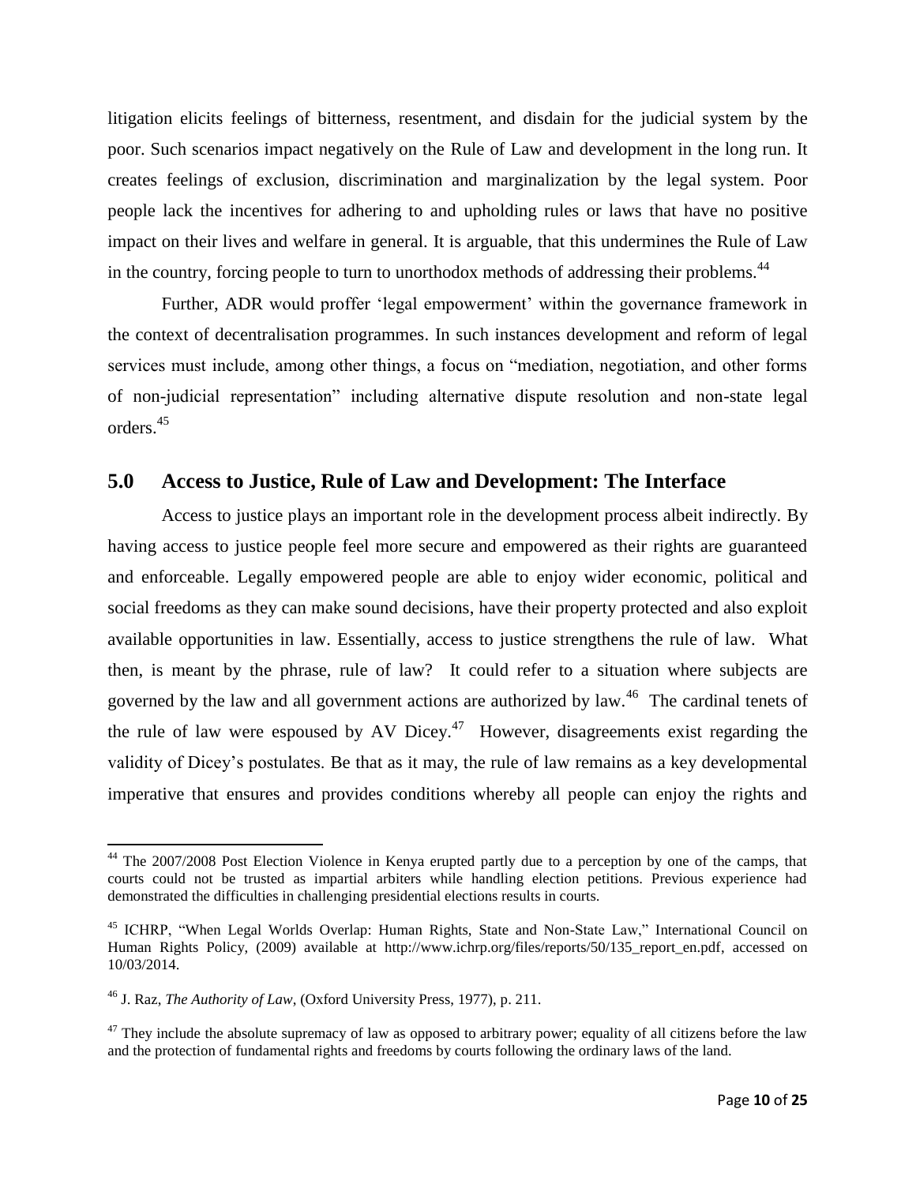litigation elicits feelings of bitterness, resentment, and disdain for the judicial system by the poor. Such scenarios impact negatively on the Rule of Law and development in the long run. It creates feelings of exclusion, discrimination and marginalization by the legal system. Poor people lack the incentives for adhering to and upholding rules or laws that have no positive impact on their lives and welfare in general. It is arguable, that this undermines the Rule of Law in the country, forcing people to turn to unorthodox methods of addressing their problems.[44]

Further, ADR would proffer 'legal empowerment' within the governance framework in the context of decentralisation programmes. In such instances development and reform of legal services must include, among other things, a focus on "mediation, negotiation, and other forms of non-judicial representation" including alternative dispute resolution and non-state legal orders.[45]

## 5.0 Access to Justice, Rule of Law and Development: The Interface

Access to justice plays an important role in the development process albeit indirectly. By having access to justice people feel more secure and empowered as their rights are guaranteed and enforceable. Legally empowered people are able to enjoy wider economic, political and social freedoms as they can make sound decisions, have their property protected and also exploit available opportunities in law. Essentially, access to justice strengthens the rule of law. What then, is meant by the phrase, rule of law? It could refer to a situation where subjects are governed by the law and all government actions are authorized by law.[46] The cardinal tenets of the rule of law were espoused by AV Dicey.[47] However, disagreements exist regarding the validity of Dicey's postulates. Be that as it may, the rule of law remains as a key developmental imperative that ensures and provides conditions whereby all people can enjoy the rights and

---

[44] The 2007/2008 Post Election Violence in Kenya erupted partly due to a perception by one of the camps, that courts could not be trusted as impartial arbiters while handling election petitions. Previous experience had demonstrated the difficulties in challenging presidential elections results in courts.

[45] ICHRP, "When Legal Worlds Overlap: Human Rights, State and Non-State Law," International Council on Human Rights Policy, (2009) available at http://www.ichrp.org/files/reports/50/135_report_en.pdf, accessed on 10/03/2014.

[46] J. Raz, *The Authority of Law*, (Oxford University Press, 1977), p. 211.

[47] They include the absolute supremacy of law as opposed to arbitrary power; equality of all citizens before the law and the protection of fundamental rights and freedoms by courts following the ordinary laws of the land.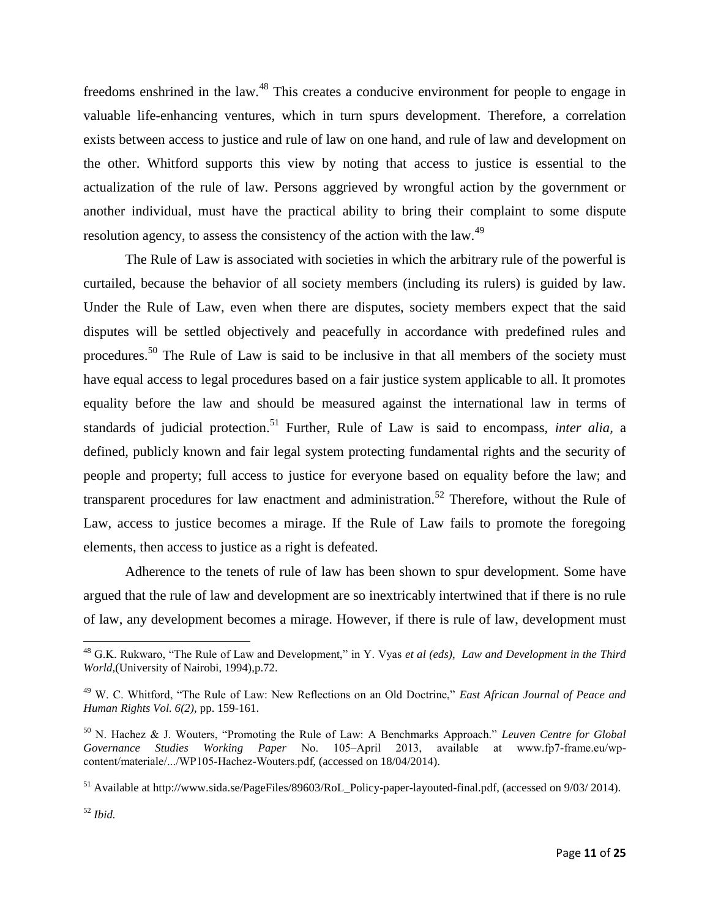freedoms enshrined in the law.[48] This creates a conducive environment for people to engage in valuable life-enhancing ventures, which in turn spurs development. Therefore, a correlation exists between access to justice and rule of law on one hand, and rule of law and development on the other. Whitford supports this view by noting that access to justice is essential to the actualization of the rule of law. Persons aggrieved by wrongful action by the government or another individual, must have the practical ability to bring their complaint to some dispute resolution agency, to assess the consistency of the action with the law.[49]

The Rule of Law is associated with societies in which the arbitrary rule of the powerful is curtailed, because the behavior of all society members (including its rulers) is guided by law. Under the Rule of Law, even when there are disputes, society members expect that the said disputes will be settled objectively and peacefully in accordance with predefined rules and procedures.[50] The Rule of Law is said to be inclusive in that all members of the society must have equal access to legal procedures based on a fair justice system applicable to all. It promotes equality before the law and should be measured against the international law in terms of standards of judicial protection.[51] Further, Rule of Law is said to encompass, *inter alia,* a defined, publicly known and fair legal system protecting fundamental rights and the security of people and property; full access to justice for everyone based on equality before the law; and transparent procedures for law enactment and administration.[52] Therefore, without the Rule of Law, access to justice becomes a mirage. If the Rule of Law fails to promote the foregoing elements, then access to justice as a right is defeated.

Adherence to the tenets of rule of law has been shown to spur development. Some have argued that the rule of law and development are so inextricably intertwined that if there is no rule of law, any development becomes a mirage. However, if there is rule of law, development must

---

[48] G.K. Rukwaro, "The Rule of Law and Development," in Y. Vyas *et al (eds), Law and Development in the Third World*,(University of Nairobi, 1994),p.72.

[49] W. C. Whitford, "The Rule of Law: New Reflections on an Old Doctrine," *East African Journal of Peace and Human Rights Vol. 6(2),* pp. 159-161.

[50] N. Hachez & J. Wouters, "Promoting the Rule of Law: A Benchmarks Approach." *Leuven Centre for Global Governance Studies Working Paper* No. 105–April 2013, available at www.fp7-frame.eu/wp-content/materiale/.../WP105-Hachez-Wouters.pdf, (accessed on 18/04/2014).

[51] Available at http://www.sida.se/PageFiles/89603/RoL_Policy-paper-layouted-final.pdf, (accessed on 9/03/ 2014).

[52] *Ibid.*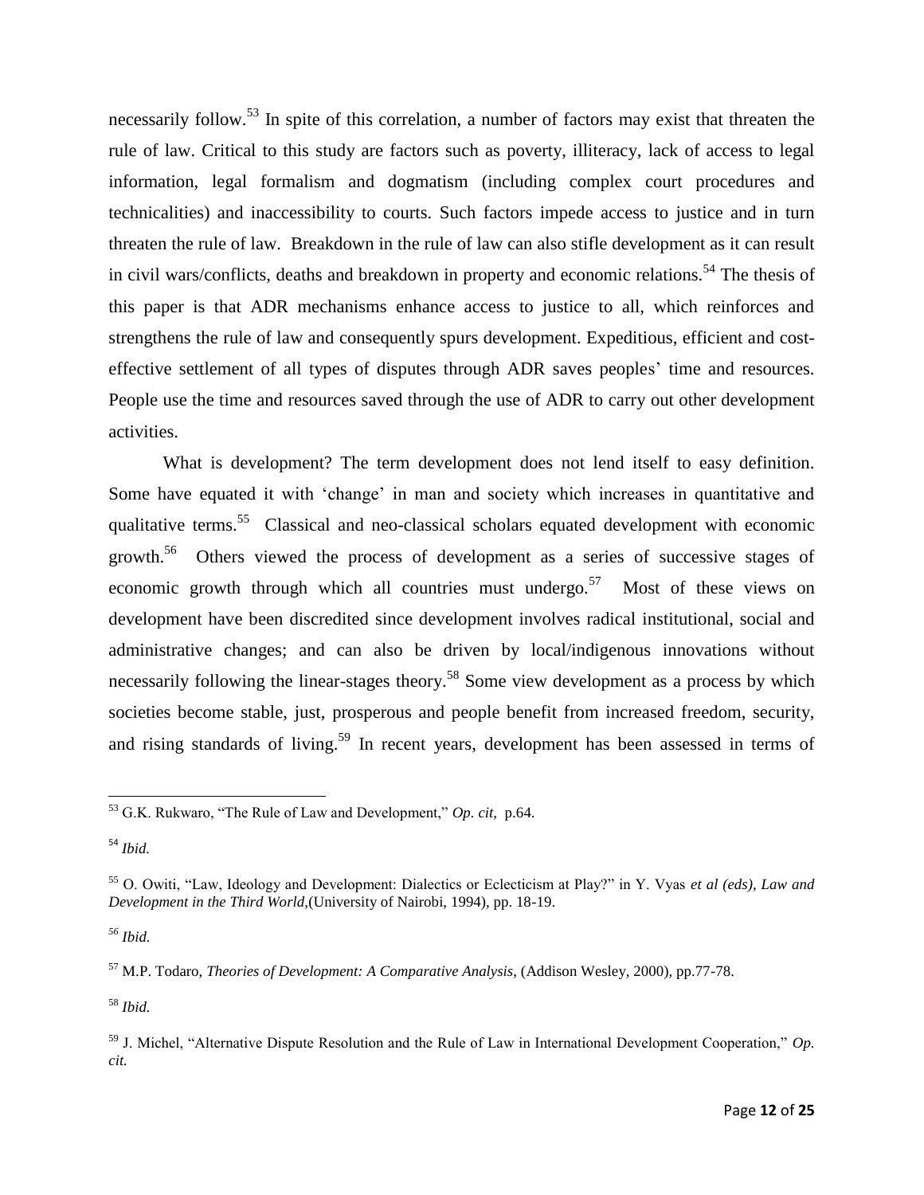necessarily follow.[53] In spite of this correlation, a number of factors may exist that threaten the rule of law. Critical to this study are factors such as poverty, illiteracy, lack of access to legal information, legal formalism and dogmatism (including complex court procedures and technicalities) and inaccessibility to courts. Such factors impede access to justice and in turn threaten the rule of law. Breakdown in the rule of law can also stifle development as it can result in civil wars/conflicts, deaths and breakdown in property and economic relations.[54] The thesis of this paper is that ADR mechanisms enhance access to justice to all, which reinforces and strengthens the rule of law and consequently spurs development. Expeditious, efficient and cost-effective settlement of all types of disputes through ADR saves peoples' time and resources. People use the time and resources saved through the use of ADR to carry out other development activities.

What is development? The term development does not lend itself to easy definition. Some have equated it with 'change' in man and society which increases in quantitative and qualitative terms.[55] Classical and neo-classical scholars equated development with economic growth.[56] Others viewed the process of development as a series of successive stages of economic growth through which all countries must undergo.[57] Most of these views on development have been discredited since development involves radical institutional, social and administrative changes; and can also be driven by local/indigenous innovations without necessarily following the linear-stages theory.[58] Some view development as a process by which societies become stable, just, prosperous and people benefit from increased freedom, security, and rising standards of living.[59] In recent years, development has been assessed in terms of

---

[53] G.K. Rukwaro, "The Rule of Law and Development," *Op. cit*, p.64.

[54] *Ibid.*

[55] O. Owiti, "Law, Ideology and Development: Dialectics or Eclecticism at Play?" in Y. Vyas *et al (eds), Law and Development in the Third World*,(University of Nairobi, 1994), pp. 18-19.

[56] *Ibid.*

[57] M.P. Todaro, *Theories of Development: A Comparative Analysis*, (Addison Wesley, 2000), pp.77-78.

[58] *Ibid.*

[59] J. Michel, "Alternative Dispute Resolution and the Rule of Law in International Development Cooperation," *Op. cit.*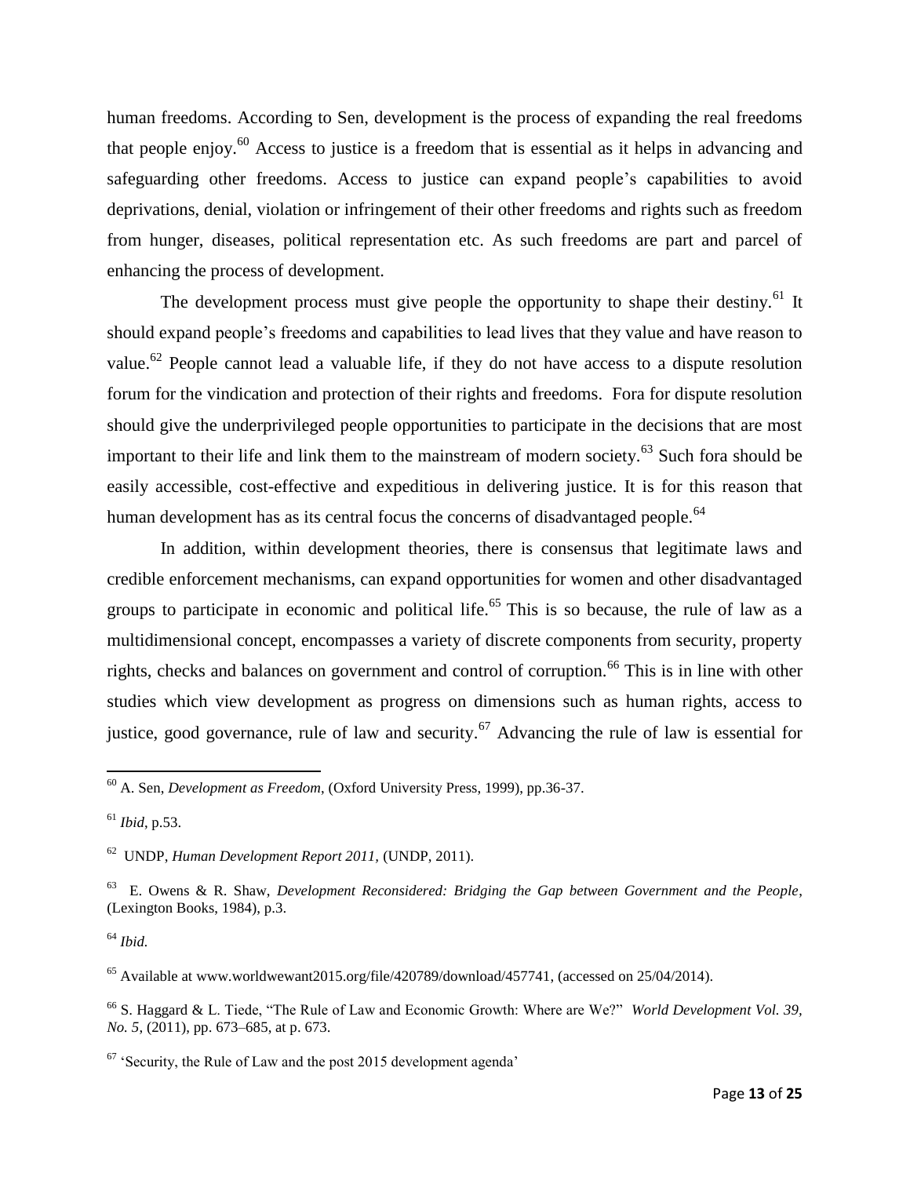human freedoms. According to Sen, development is the process of expanding the real freedoms that people enjoy.[60] Access to justice is a freedom that is essential as it helps in advancing and safeguarding other freedoms. Access to justice can expand people's capabilities to avoid deprivations, denial, violation or infringement of their other freedoms and rights such as freedom from hunger, diseases, political representation etc. As such freedoms are part and parcel of enhancing the process of development.

The development process must give people the opportunity to shape their destiny.[61] It should expand people's freedoms and capabilities to lead lives that they value and have reason to value.[62] People cannot lead a valuable life, if they do not have access to a dispute resolution forum for the vindication and protection of their rights and freedoms. Fora for dispute resolution should give the underprivileged people opportunities to participate in the decisions that are most important to their life and link them to the mainstream of modern society.[63] Such fora should be easily accessible, cost-effective and expeditious in delivering justice. It is for this reason that human development has as its central focus the concerns of disadvantaged people.[64]

In addition, within development theories, there is consensus that legitimate laws and credible enforcement mechanisms, can expand opportunities for women and other disadvantaged groups to participate in economic and political life.[65] This is so because, the rule of law as a multidimensional concept, encompasses a variety of discrete components from security, property rights, checks and balances on government and control of corruption.[66] This is in line with other studies which view development as progress on dimensions such as human rights, access to justice, good governance, rule of law and security.[67] Advancing the rule of law is essential for

---

[60] A. Sen, *Development as Freedom*, (Oxford University Press, 1999), pp.36-37.

[61] *Ibid*, p.53.

[62] UNDP, *Human Development Report 2011,* (UNDP, 2011).

[63] E. Owens & R. Shaw, *Development Reconsidered: Bridging the Gap between Government and the People*, (Lexington Books, 1984), p.3.

[64] *Ibid.*

[65] Available at www.worldwewant2015.org/file/420789/download/457741, (accessed on 25/04/2014).

[66] S. Haggard & L. Tiede, "The Rule of Law and Economic Growth: Where are We?" *World Development Vol. 39, No. 5*, (2011), pp. 673–685, at p. 673.

[67] 'Security, the Rule of Law and the post 2015 development agenda'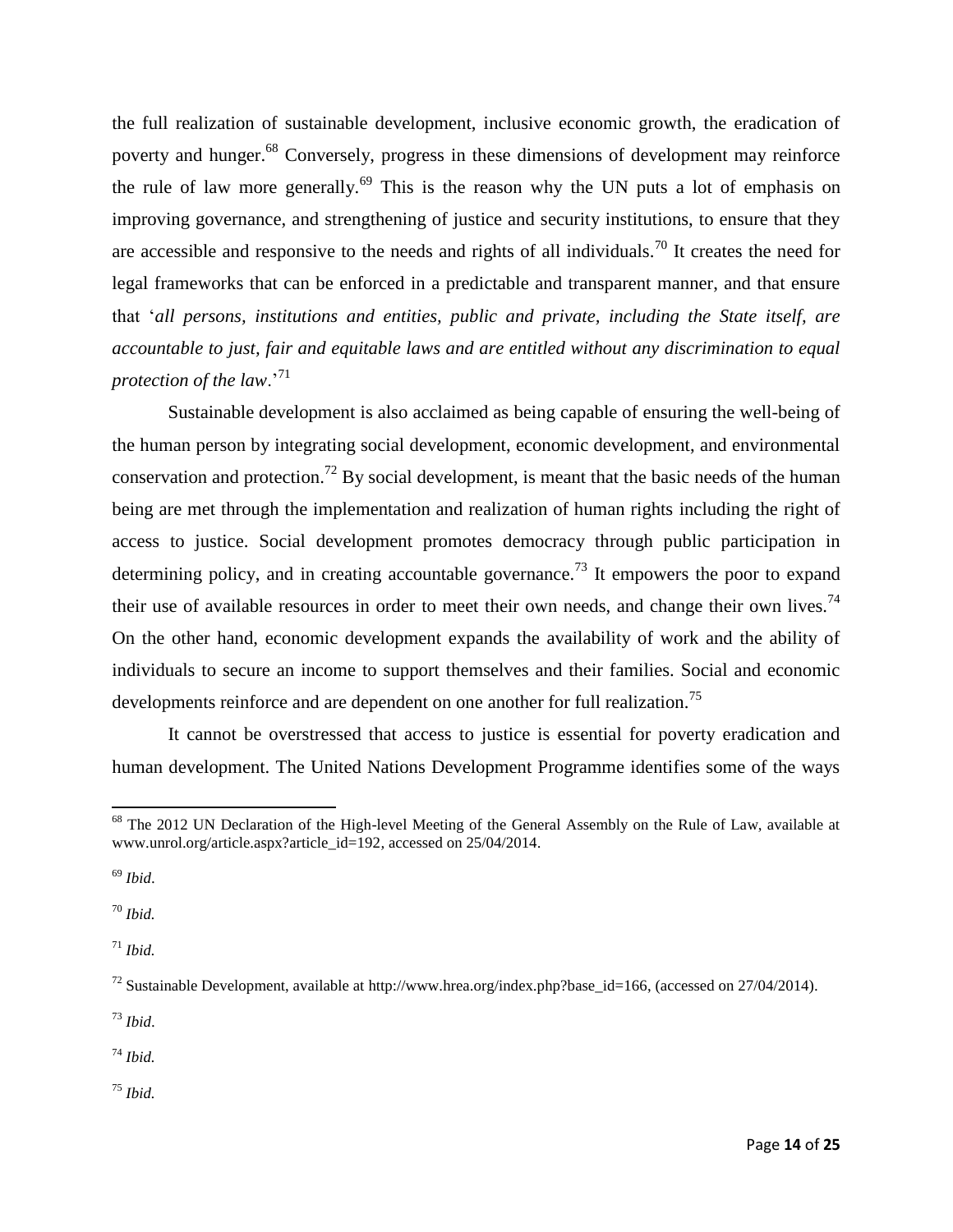the full realization of sustainable development, inclusive economic growth, the eradication of poverty and hunger.[68] Conversely, progress in these dimensions of development may reinforce the rule of law more generally.[69] This is the reason why the UN puts a lot of emphasis on improving governance, and strengthening of justice and security institutions, to ensure that they are accessible and responsive to the needs and rights of all individuals.[70] It creates the need for legal frameworks that can be enforced in a predictable and transparent manner, and that ensure that '*all persons, institutions and entities, public and private, including the State itself, are accountable to just, fair and equitable laws and are entitled without any discrimination to equal protection of the law*.'[71]

Sustainable development is also acclaimed as being capable of ensuring the well-being of the human person by integrating social development, economic development, and environmental conservation and protection.[72] By social development, is meant that the basic needs of the human being are met through the implementation and realization of human rights including the right of access to justice. Social development promotes democracy through public participation in determining policy, and in creating accountable governance.[73] It empowers the poor to expand their use of available resources in order to meet their own needs, and change their own lives.[74] On the other hand, economic development expands the availability of work and the ability of individuals to secure an income to support themselves and their families. Social and economic developments reinforce and are dependent on one another for full realization.[75]

It cannot be overstressed that access to justice is essential for poverty eradication and human development. The United Nations Development Programme identifies some of the ways

---

[68] The 2012 UN Declaration of the High-level Meeting of the General Assembly on the Rule of Law, available at www.unrol.org/article.aspx?article_id=192, accessed on 25/04/2014.

[69] *Ibid*.

[70] *Ibid.*

[71] *Ibid.*

[72] Sustainable Development, available at http://www.hrea.org/index.php?base_id=166, (accessed on 27/04/2014).

[73] *Ibid*.

[74] *Ibid.*

[75] *Ibid.*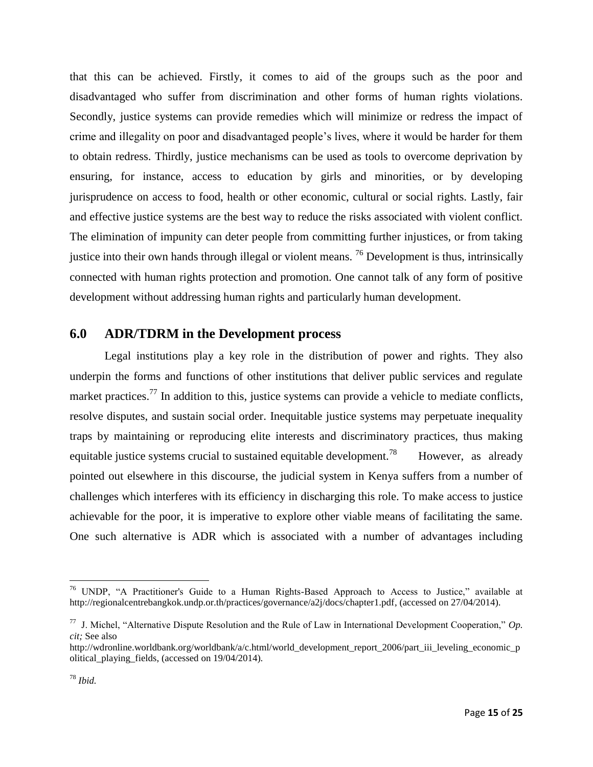that this can be achieved. Firstly, it comes to aid of the groups such as the poor and disadvantaged who suffer from discrimination and other forms of human rights violations. Secondly, justice systems can provide remedies which will minimize or redress the impact of crime and illegality on poor and disadvantaged people's lives, where it would be harder for them to obtain redress. Thirdly, justice mechanisms can be used as tools to overcome deprivation by ensuring, for instance, access to education by girls and minorities, or by developing jurisprudence on access to food, health or other economic, cultural or social rights. Lastly, fair and effective justice systems are the best way to reduce the risks associated with violent conflict. The elimination of impunity can deter people from committing further injustices, or from taking justice into their own hands through illegal or violent means. [76] Development is thus, intrinsically connected with human rights protection and promotion. One cannot talk of any form of positive development without addressing human rights and particularly human development.

## 6.0 ADR/TDRM in the Development process

Legal institutions play a key role in the distribution of power and rights. They also underpin the forms and functions of other institutions that deliver public services and regulate market practices.[77] In addition to this, justice systems can provide a vehicle to mediate conflicts, resolve disputes, and sustain social order. Inequitable justice systems may perpetuate inequality traps by maintaining or reproducing elite interests and discriminatory practices, thus making equitable justice systems crucial to sustained equitable development.[78] However, as already pointed out elsewhere in this discourse, the judicial system in Kenya suffers from a number of challenges which interferes with its efficiency in discharging this role. To make access to justice achievable for the poor, it is imperative to explore other viable means of facilitating the same. One such alternative is ADR which is associated with a number of advantages including

---

[76] UNDP, "A Practitioner's Guide to a Human Rights-Based Approach to Access to Justice," available at http://regionalcentrebangkok.undp.or.th/practices/governance/a2j/docs/chapter1.pdf, (accessed on 27/04/2014).

[77] J. Michel, "Alternative Dispute Resolution and the Rule of Law in International Development Cooperation," *Op. cit;* See also http://wdronline.worldbank.org/worldbank/a/c.html/world_development_report_2006/part_iii_leveling_economic_political_playing_fields, (accessed on 19/04/2014).

[78] *Ibid.*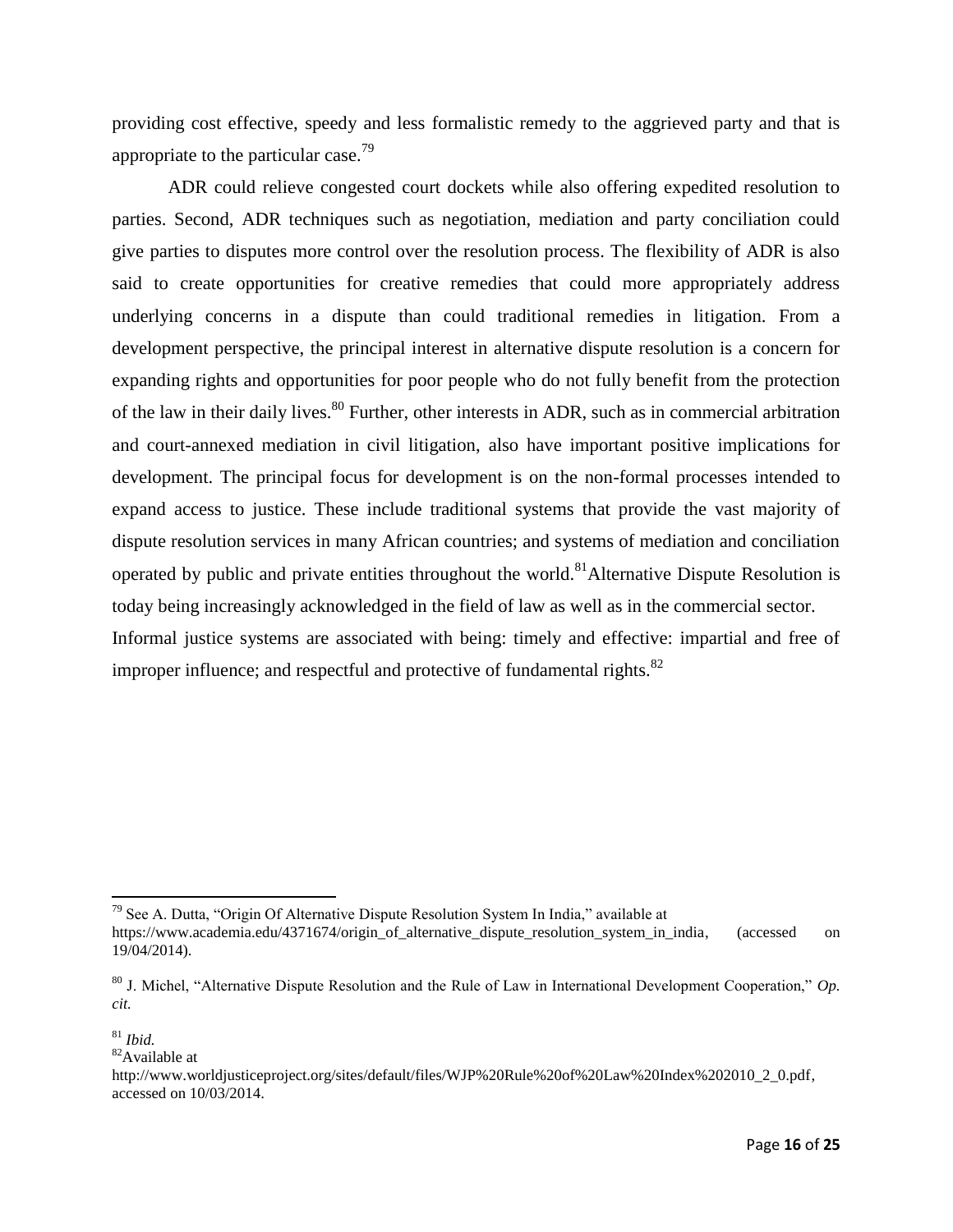providing cost effective, speedy and less formalistic remedy to the aggrieved party and that is appropriate to the particular case.[79]

ADR could relieve congested court dockets while also offering expedited resolution to parties. Second, ADR techniques such as negotiation, mediation and party conciliation could give parties to disputes more control over the resolution process. The flexibility of ADR is also said to create opportunities for creative remedies that could more appropriately address underlying concerns in a dispute than could traditional remedies in litigation. From a development perspective, the principal interest in alternative dispute resolution is a concern for expanding rights and opportunities for poor people who do not fully benefit from the protection of the law in their daily lives.[80] Further, other interests in ADR, such as in commercial arbitration and court-annexed mediation in civil litigation, also have important positive implications for development. The principal focus for development is on the non-formal processes intended to expand access to justice. These include traditional systems that provide the vast majority of dispute resolution services in many African countries; and systems of mediation and conciliation operated by public and private entities throughout the world.[81]Alternative Dispute Resolution is today being increasingly acknowledged in the field of law as well as in the commercial sector.

Informal justice systems are associated with being: timely and effective: impartial and free of improper influence; and respectful and protective of fundamental rights.[82]

---

[79] See A. Dutta, "Origin Of Alternative Dispute Resolution System In India," available at https://www.academia.edu/4371674/origin_of_alternative_dispute_resolution_system_in_india, (accessed on 19/04/2014).

[80] J. Michel, "Alternative Dispute Resolution and the Rule of Law in International Development Cooperation," *Op. cit.*

[81] *Ibid.*

[82]Available at http://www.worldjusticeproject.org/sites/default/files/WJP%20Rule%20of%20Law%20Index%202010_2_0.pdf, accessed on 10/03/2014.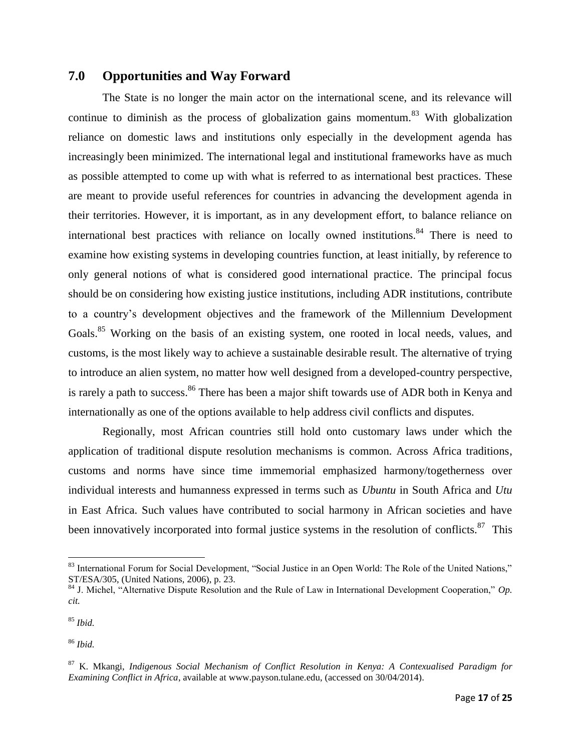## 7.0 Opportunities and Way Forward

The State is no longer the main actor on the international scene, and its relevance will continue to diminish as the process of globalization gains momentum.[83] With globalization reliance on domestic laws and institutions only especially in the development agenda has increasingly been minimized. The international legal and institutional frameworks have as much as possible attempted to come up with what is referred to as international best practices. These are meant to provide useful references for countries in advancing the development agenda in their territories. However, it is important, as in any development effort, to balance reliance on international best practices with reliance on locally owned institutions.[84] There is need to examine how existing systems in developing countries function, at least initially, by reference to only general notions of what is considered good international practice. The principal focus should be on considering how existing justice institutions, including ADR institutions, contribute to a country's development objectives and the framework of the Millennium Development Goals.[85] Working on the basis of an existing system, one rooted in local needs, values, and customs, is the most likely way to achieve a sustainable desirable result. The alternative of trying to introduce an alien system, no matter how well designed from a developed-country perspective, is rarely a path to success.[86] There has been a major shift towards use of ADR both in Kenya and internationally as one of the options available to help address civil conflicts and disputes.

Regionally, most African countries still hold onto customary laws under which the application of traditional dispute resolution mechanisms is common. Across Africa traditions, customs and norms have since time immemorial emphasized harmony/togetherness over individual interests and humanness expressed in terms such as *Ubuntu* in South Africa and *Utu* in East Africa. Such values have contributed to social harmony in African societies and have been innovatively incorporated into formal justice systems in the resolution of conflicts.[87] This

---

[83] International Forum for Social Development, "Social Justice in an Open World: The Role of the United Nations," ST/ESA/305, (United Nations, 2006), p. 23.

[84] J. Michel, "Alternative Dispute Resolution and the Rule of Law in International Development Cooperation," *Op. cit.*

[85] *Ibid.*

[86] *Ibid.*

[87] K. Mkangi, *Indigenous Social Mechanism of Conflict Resolution in Kenya: A Contexualised Paradigm for Examining Conflict in Africa*, available at www.payson.tulane.edu, (accessed on 30/04/2014).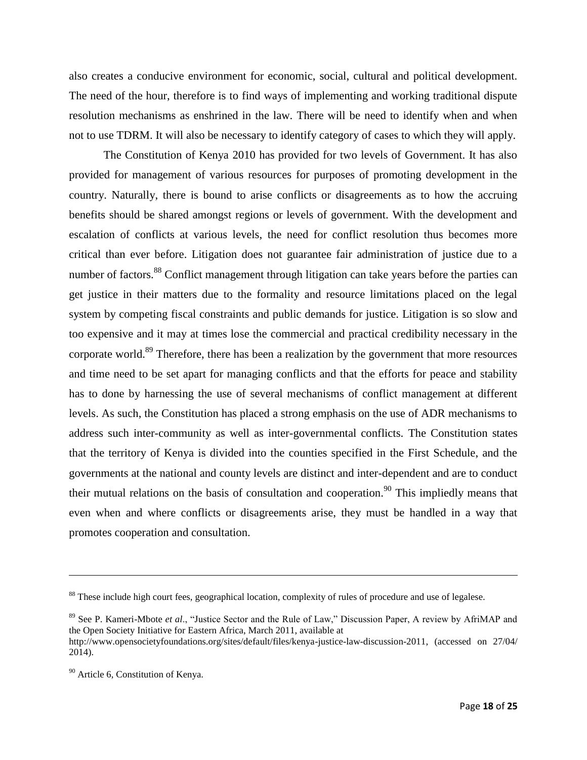also creates a conducive environment for economic, social, cultural and political development. The need of the hour, therefore is to find ways of implementing and working traditional dispute resolution mechanisms as enshrined in the law. There will be need to identify when and when not to use TDRM. It will also be necessary to identify category of cases to which they will apply.

The Constitution of Kenya 2010 has provided for two levels of Government. It has also provided for management of various resources for purposes of promoting development in the country. Naturally, there is bound to arise conflicts or disagreements as to how the accruing benefits should be shared amongst regions or levels of government. With the development and escalation of conflicts at various levels, the need for conflict resolution thus becomes more critical than ever before. Litigation does not guarantee fair administration of justice due to a number of factors.[88] Conflict management through litigation can take years before the parties can get justice in their matters due to the formality and resource limitations placed on the legal system by competing fiscal constraints and public demands for justice. Litigation is so slow and too expensive and it may at times lose the commercial and practical credibility necessary in the corporate world.[89] Therefore, there has been a realization by the government that more resources and time need to be set apart for managing conflicts and that the efforts for peace and stability has to done by harnessing the use of several mechanisms of conflict management at different levels. As such, the Constitution has placed a strong emphasis on the use of ADR mechanisms to address such inter-community as well as inter-governmental conflicts. The Constitution states that the territory of Kenya is divided into the counties specified in the First Schedule, and the governments at the national and county levels are distinct and inter-dependent and are to conduct their mutual relations on the basis of consultation and cooperation.[90] This impliedly means that even when and where conflicts or disagreements arise, they must be handled in a way that promotes cooperation and consultation.

---

[88] These include high court fees, geographical location, complexity of rules of procedure and use of legalese.

[89] See P. Kameri-Mbote *et al*., "Justice Sector and the Rule of Law," Discussion Paper, A review by AfriMAP and the Open Society Initiative for Eastern Africa, March 2011, available at http://www.opensocietyfoundations.org/sites/default/files/kenya-justice-law-discussion-2011, (accessed on 27/04/ 2014).

[90] Article 6, Constitution of Kenya.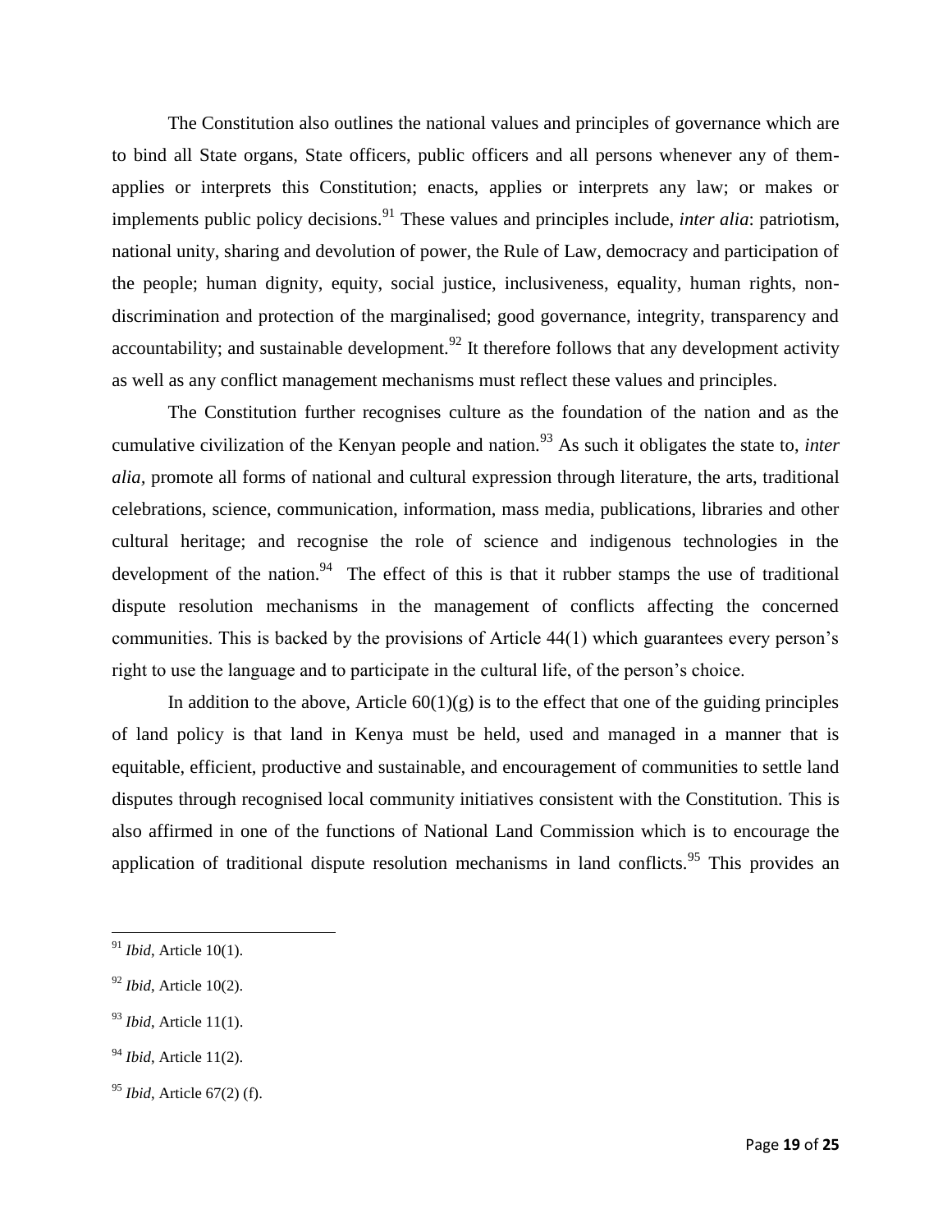The Constitution also outlines the national values and principles of governance which are to bind all State organs, State officers, public officers and all persons whenever any of them-applies or interprets this Constitution; enacts, applies or interprets any law; or makes or implements public policy decisions.[91] These values and principles include, *inter alia*: patriotism, national unity, sharing and devolution of power, the Rule of Law, democracy and participation of the people; human dignity, equity, social justice, inclusiveness, equality, human rights, non-discrimination and protection of the marginalised; good governance, integrity, transparency and accountability; and sustainable development.[92] It therefore follows that any development activity as well as any conflict management mechanisms must reflect these values and principles.

The Constitution further recognises culture as the foundation of the nation and as the cumulative civilization of the Kenyan people and nation.[93] As such it obligates the state to, *inter alia,* promote all forms of national and cultural expression through literature, the arts, traditional celebrations, science, communication, information, mass media, publications, libraries and other cultural heritage; and recognise the role of science and indigenous technologies in the development of the nation.[94] The effect of this is that it rubber stamps the use of traditional dispute resolution mechanisms in the management of conflicts affecting the concerned communities. This is backed by the provisions of Article 44(1) which guarantees every person's right to use the language and to participate in the cultural life, of the person's choice.

In addition to the above, Article 60(1)(g) is to the effect that one of the guiding principles of land policy is that land in Kenya must be held, used and managed in a manner that is equitable, efficient, productive and sustainable, and encouragement of communities to settle land disputes through recognised local community initiatives consistent with the Constitution. This is also affirmed in one of the functions of National Land Commission which is to encourage the application of traditional dispute resolution mechanisms in land conflicts.[95] This provides an

---

[91] *Ibid*, Article 10(1).

[92] *Ibid*, Article 10(2).

[93] *Ibid*, Article 11(1).

[94] *Ibid*, Article 11(2).

[95] *Ibid*, Article 67(2) (f).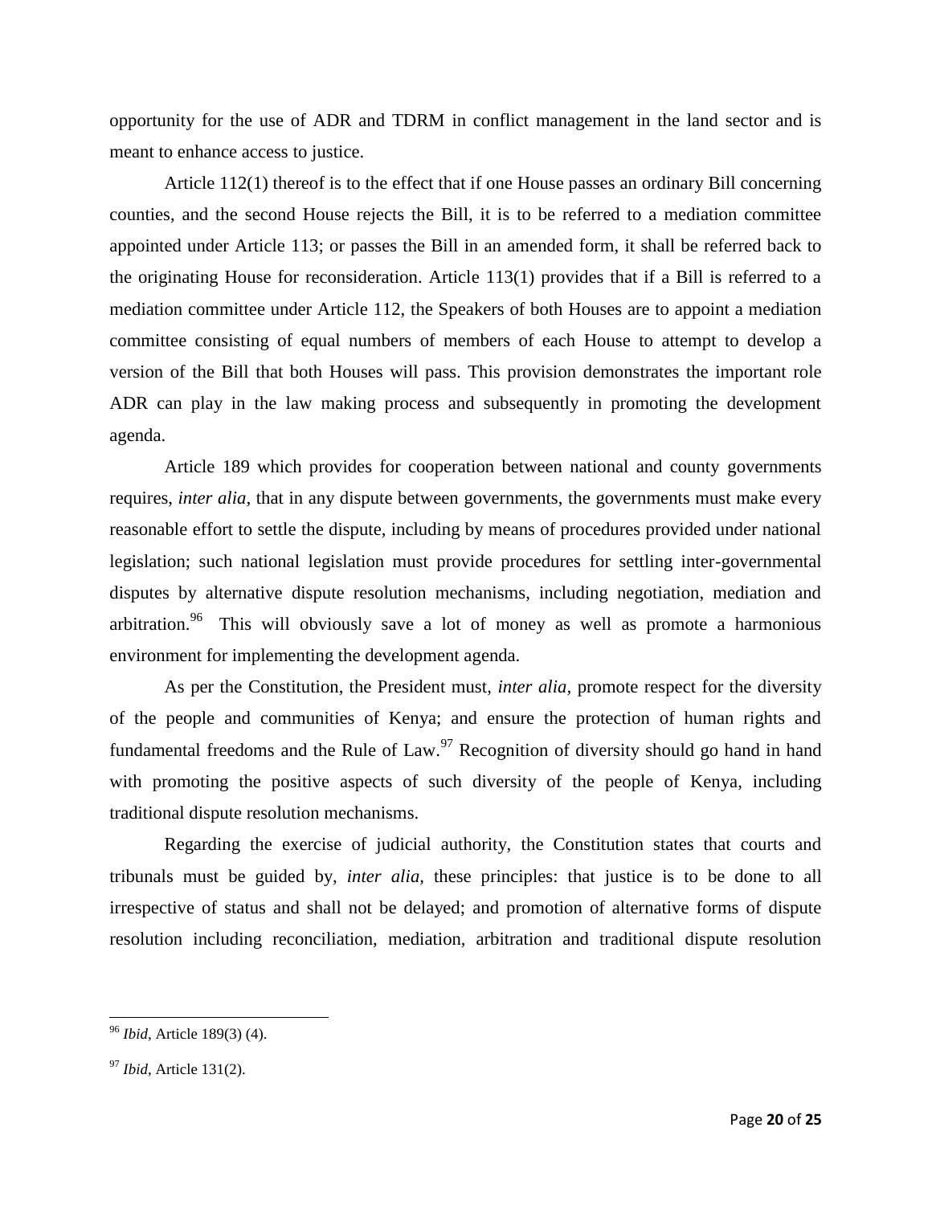opportunity for the use of ADR and TDRM in conflict management in the land sector and is meant to enhance access to justice.

Article 112(1) thereof is to the effect that if one House passes an ordinary Bill concerning counties, and the second House rejects the Bill, it is to be referred to a mediation committee appointed under Article 113; or passes the Bill in an amended form, it shall be referred back to the originating House for reconsideration. Article 113(1) provides that if a Bill is referred to a mediation committee under Article 112, the Speakers of both Houses are to appoint a mediation committee consisting of equal numbers of members of each House to attempt to develop a version of the Bill that both Houses will pass. This provision demonstrates the important role ADR can play in the law making process and subsequently in promoting the development agenda.

Article 189 which provides for cooperation between national and county governments requires, *inter alia,* that in any dispute between governments, the governments must make every reasonable effort to settle the dispute, including by means of procedures provided under national legislation; such national legislation must provide procedures for settling inter-governmental disputes by alternative dispute resolution mechanisms, including negotiation, mediation and arbitration.[96] This will obviously save a lot of money as well as promote a harmonious environment for implementing the development agenda.

As per the Constitution, the President must, *inter alia,* promote respect for the diversity of the people and communities of Kenya; and ensure the protection of human rights and fundamental freedoms and the Rule of Law.[97] Recognition of diversity should go hand in hand with promoting the positive aspects of such diversity of the people of Kenya, including traditional dispute resolution mechanisms.

Regarding the exercise of judicial authority, the Constitution states that courts and tribunals must be guided by, *inter alia,* these principles: that justice is to be done to all irrespective of status and shall not be delayed; and promotion of alternative forms of dispute resolution including reconciliation, mediation, arbitration and traditional dispute resolution

---

[96] *Ibid*, Article 189(3) (4).

[97] *Ibid*, Article 131(2).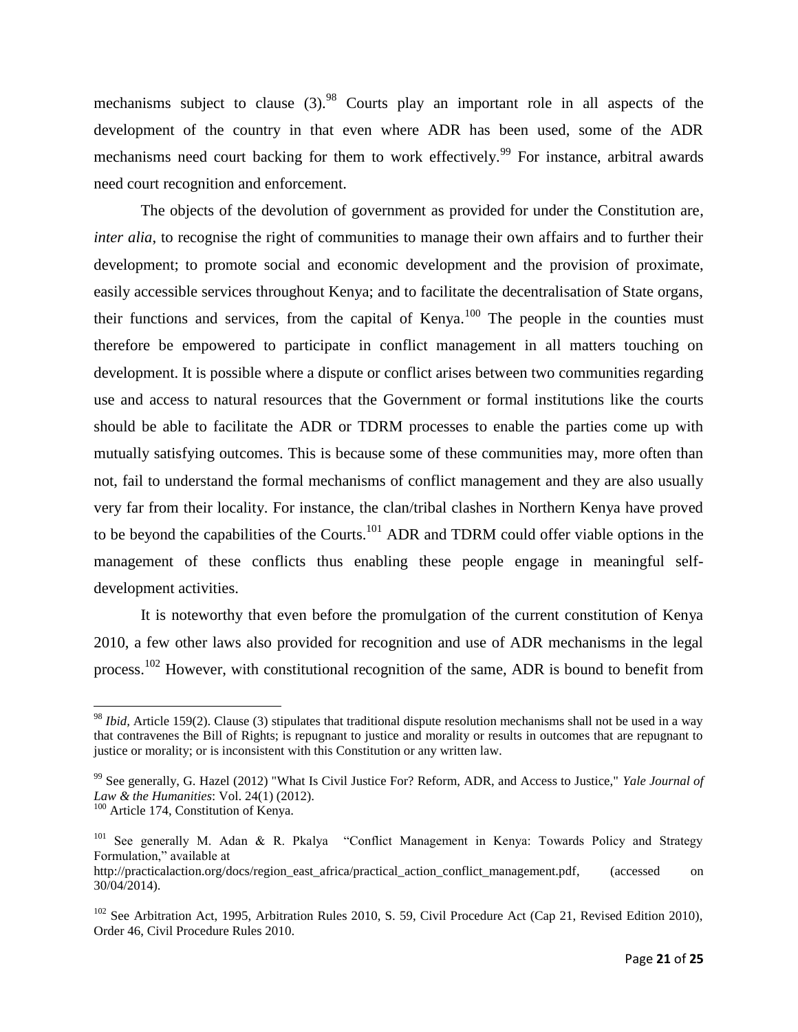mechanisms subject to clause (3).[98] Courts play an important role in all aspects of the development of the country in that even where ADR has been used, some of the ADR mechanisms need court backing for them to work effectively.[99] For instance, arbitral awards need court recognition and enforcement.

The objects of the devolution of government as provided for under the Constitution are, *inter alia*, to recognise the right of communities to manage their own affairs and to further their development; to promote social and economic development and the provision of proximate, easily accessible services throughout Kenya; and to facilitate the decentralisation of State organs, their functions and services, from the capital of Kenya.[100] The people in the counties must therefore be empowered to participate in conflict management in all matters touching on development. It is possible where a dispute or conflict arises between two communities regarding use and access to natural resources that the Government or formal institutions like the courts should be able to facilitate the ADR or TDRM processes to enable the parties come up with mutually satisfying outcomes. This is because some of these communities may, more often than not, fail to understand the formal mechanisms of conflict management and they are also usually very far from their locality. For instance, the clan/tribal clashes in Northern Kenya have proved to be beyond the capabilities of the Courts.[101] ADR and TDRM could offer viable options in the management of these conflicts thus enabling these people engage in meaningful self-development activities.

It is noteworthy that even before the promulgation of the current constitution of Kenya 2010, a few other laws also provided for recognition and use of ADR mechanisms in the legal process.[102] However, with constitutional recognition of the same, ADR is bound to benefit from

---

[98] *Ibid,* Article 159(2). Clause (3) stipulates that traditional dispute resolution mechanisms shall not be used in a way that contravenes the Bill of Rights; is repugnant to justice and morality or results in outcomes that are repugnant to justice or morality; or is inconsistent with this Constitution or any written law.

[99] See generally, G. Hazel (2012) "What Is Civil Justice For? Reform, ADR, and Access to Justice," *Yale Journal of Law & the Humanities*: Vol. 24(1) (2012).

[100] Article 174, Constitution of Kenya.

[101] See generally M. Adan & R. Pkalya "Conflict Management in Kenya: Towards Policy and Strategy Formulation," available at http://practicalaction.org/docs/region_east_africa/practical_action_conflict_management.pdf, (accessed on 30/04/2014).

[102] See Arbitration Act, 1995, Arbitration Rules 2010, S. 59, Civil Procedure Act (Cap 21, Revised Edition 2010), Order 46, Civil Procedure Rules 2010.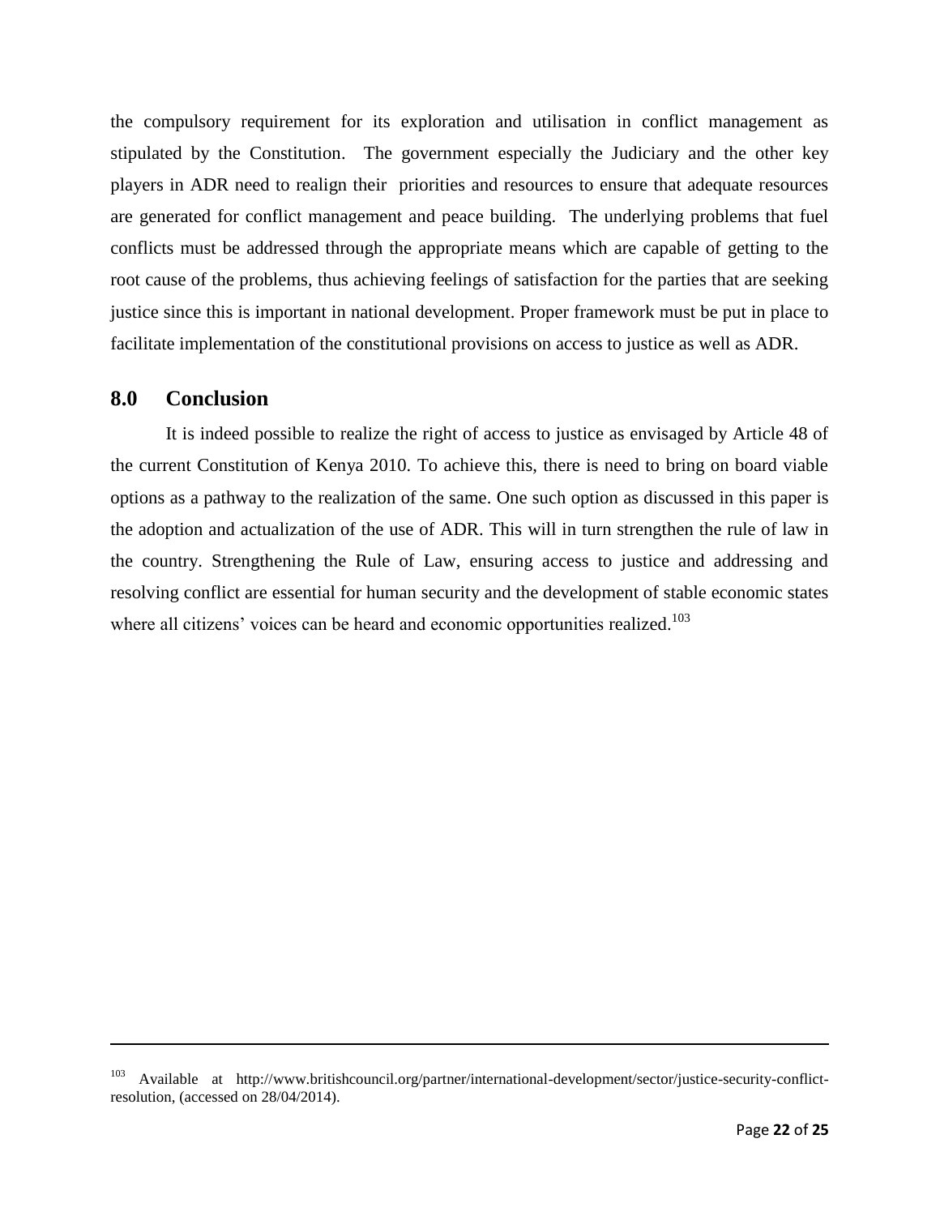the compulsory requirement for its exploration and utilisation in conflict management as stipulated by the Constitution. The government especially the Judiciary and the other key players in ADR need to realign their priorities and resources to ensure that adequate resources are generated for conflict management and peace building. The underlying problems that fuel conflicts must be addressed through the appropriate means which are capable of getting to the root cause of the problems, thus achieving feelings of satisfaction for the parties that are seeking justice since this is important in national development. Proper framework must be put in place to facilitate implementation of the constitutional provisions on access to justice as well as ADR.

## 8.0 Conclusion

It is indeed possible to realize the right of access to justice as envisaged by Article 48 of the current Constitution of Kenya 2010. To achieve this, there is need to bring on board viable options as a pathway to the realization of the same. One such option as discussed in this paper is the adoption and actualization of the use of ADR. This will in turn strengthen the rule of law in the country. Strengthening the Rule of Law, ensuring access to justice and addressing and resolving conflict are essential for human security and the development of stable economic states where all citizens' voices can be heard and economic opportunities realized.[103]

---

[103] Available at http://www.britishcouncil.org/partner/international-development/sector/justice-security-conflict-resolution, (accessed on 28/04/2014).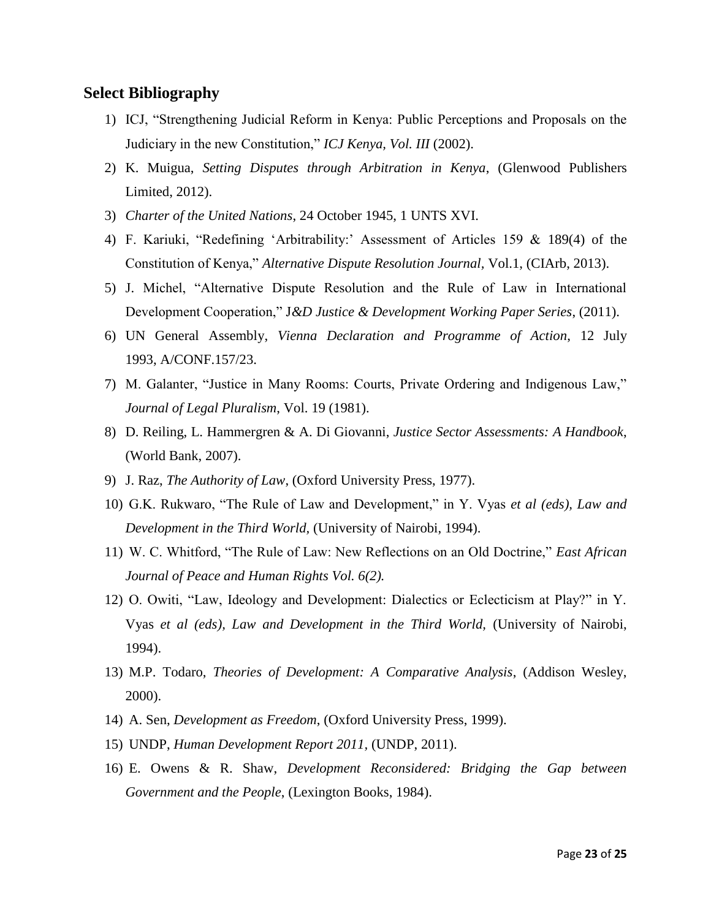## Select Bibliography

1) ICJ, "Strengthening Judicial Reform in Kenya: Public Perceptions and Proposals on the Judiciary in the new Constitution," *ICJ Kenya, Vol. III* (2002).
2) K. Muigua, *Setting Disputes through Arbitration in Kenya*, (Glenwood Publishers Limited, 2012).
3) *Charter of the United Nations*, 24 October 1945, 1 UNTS XVI.
4) F. Kariuki, "Redefining 'Arbitrability:' Assessment of Articles 159 & 189(4) of the Constitution of Kenya," *Alternative Dispute Resolution Journal,* Vol.1, (CIArb, 2013).
5) J. Michel, "Alternative Dispute Resolution and the Rule of Law in International Development Cooperation," J*&D Justice & Development Working Paper Series*, (2011).
6) UN General Assembly, *Vienna Declaration and Programme of Action*, 12 July 1993, A/CONF.157/23.
7) M. Galanter, "Justice in Many Rooms: Courts, Private Ordering and Indigenous Law," *Journal of Legal Pluralism*, Vol. 19 (1981).
8) D. Reiling, L. Hammergren & A. Di Giovanni, *Justice Sector Assessments: A Handbook*, (World Bank, 2007).
9) J. Raz, *The Authority of Law*, (Oxford University Press, 1977).
10) G.K. Rukwaro, "The Rule of Law and Development," in Y. Vyas *et al (eds), Law and Development in the Third World*, (University of Nairobi, 1994).
11) W. C. Whitford, "The Rule of Law: New Reflections on an Old Doctrine," *East African Journal of Peace and Human Rights Vol. 6(2).*
12) O. Owiti, "Law, Ideology and Development: Dialectics or Eclecticism at Play?" in Y. Vyas *et al (eds), Law and Development in the Third World,* (University of Nairobi, 1994).
13) M.P. Todaro, *Theories of Development: A Comparative Analysis*, (Addison Wesley, 2000).
14) A. Sen, *Development as Freedom*, (Oxford University Press, 1999).
15) UNDP, *Human Development Report 2011,* (UNDP, 2011).
16) E. Owens & R. Shaw, *Development Reconsidered: Bridging the Gap between Government and the People*, (Lexington Books, 1984).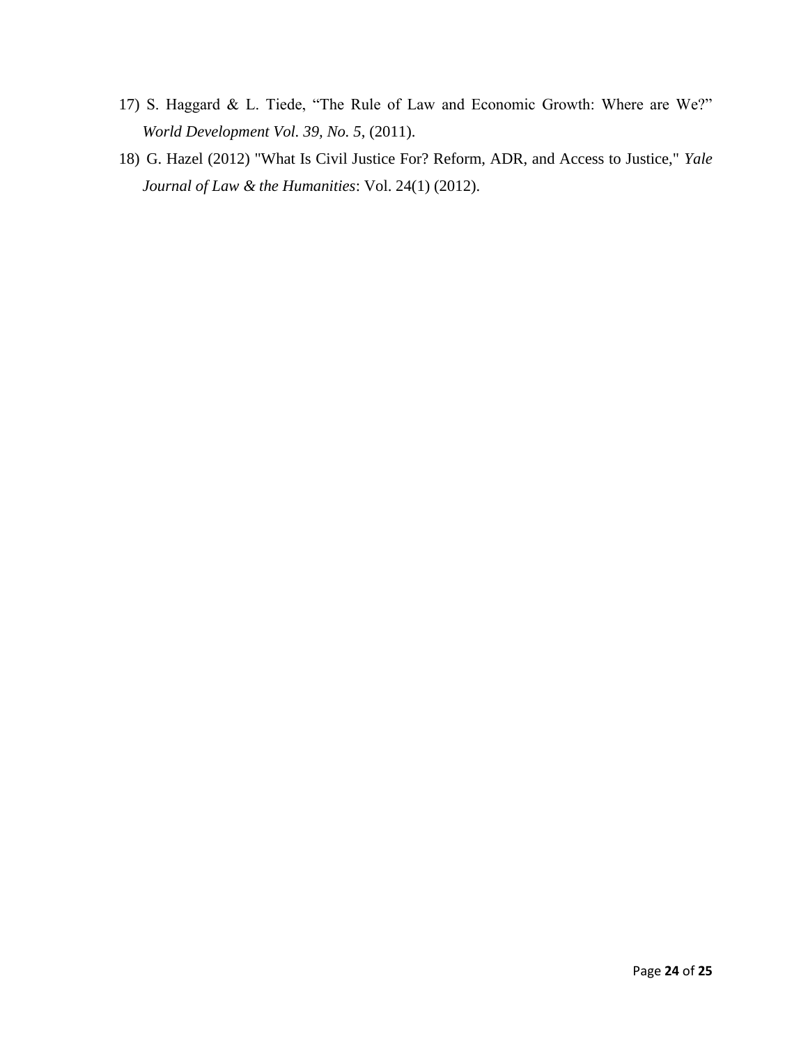17) S. Haggard & L. Tiede, “The Rule of Law and Economic Growth: Where are We?” *World Development Vol. 39, No. 5,* (2011).

18) G. Hazel (2012) "What Is Civil Justice For? Reform, ADR, and Access to Justice," *Yale Journal of Law & the Humanities*: Vol. 24(1) (2012).